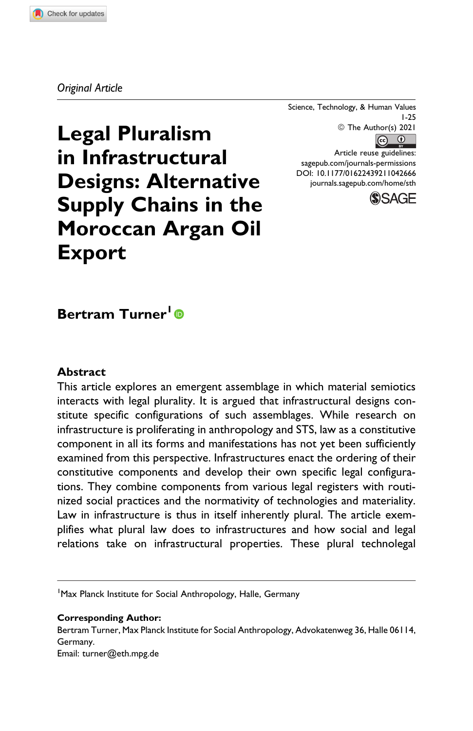*Original Article*

Science, Technology, & Human Values
© The Author(s) 2021
Article reuse guidelines:
sagepub.com/journals-permissions
DOI: 10.1177/01622439211042666
journals.sagepub.com/home/sth

# Legal Pluralism in Infrastructural Designs: Alternative Supply Chains in the Moroccan Argan Oil Export

**Bertram Turner**[1]

## Abstract

This article explores an emergent assemblage in which material semiotics interacts with legal plurality. It is argued that infrastructural designs constitute specific configurations of such assemblages. While research on infrastructure is proliferating in anthropology and STS, law as a constitutive component in all its forms and manifestations has not yet been sufficiently examined from this perspective. Infrastructures enact the ordering of their constitutive components and develop their own specific legal configurations. They combine components from various legal registers with routinized social practices and the normativity of technologies and materiality. Law in infrastructure is thus in itself inherently plural. The article exemplifies what plural law does to infrastructures and how social and legal relations take on infrastructural properties. These plural technolegal

---

[1] Max Planck Institute for Social Anthropology, Halle, Germany

**Corresponding Author:**
Bertram Turner, Max Planck Institute for Social Anthropology, Advokatenweg 36, Halle 06114, Germany.
Email: turner@eth.mpg.de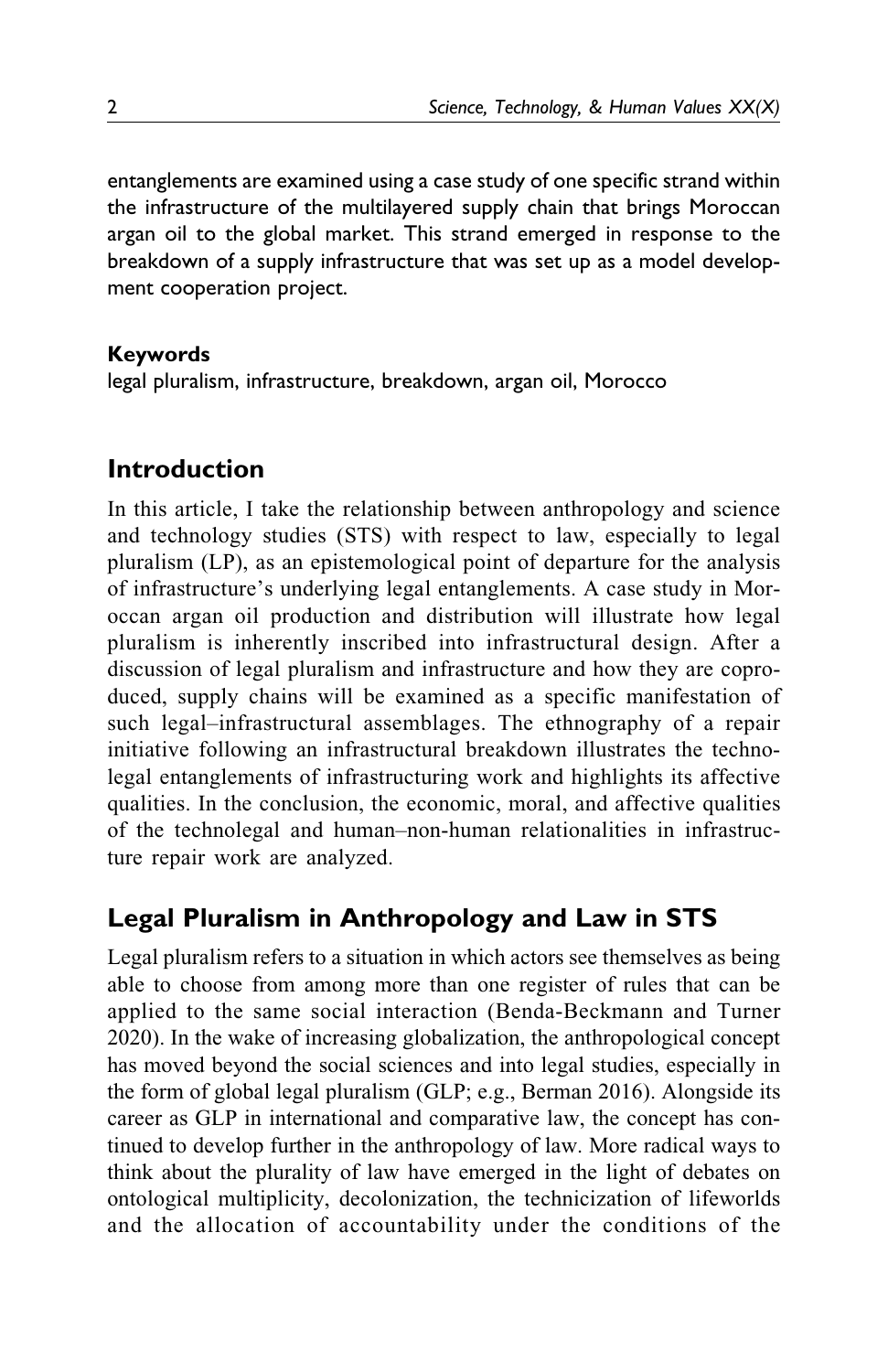entanglements are examined using a case study of one specific strand within the infrastructure of the multilayered supply chain that brings Moroccan argan oil to the global market. This strand emerged in response to the breakdown of a supply infrastructure that was set up as a model development cooperation project.

**Keywords**

legal pluralism, infrastructure, breakdown, argan oil, Morocco

## Introduction

In this article, I take the relationship between anthropology and science and technology studies (STS) with respect to law, especially to legal pluralism (LP), as an epistemological point of departure for the analysis of infrastructure's underlying legal entanglements. A case study in Moroccan argan oil production and distribution will illustrate how legal pluralism is inherently inscribed into infrastructural design. After a discussion of legal pluralism and infrastructure and how they are coproduced, supply chains will be examined as a specific manifestation of such legal–infrastructural assemblages. The ethnography of a repair initiative following an infrastructural breakdown illustrates the technolegal entanglements of infrastructuring work and highlights its affective qualities. In the conclusion, the economic, moral, and affective qualities of the technolegal and human–non-human relationalities in infrastructure repair work are analyzed.

## Legal Pluralism in Anthropology and Law in STS

Legal pluralism refers to a situation in which actors see themselves as being able to choose from among more than one register of rules that can be applied to the same social interaction (Benda-Beckmann and Turner 2020). In the wake of increasing globalization, the anthropological concept has moved beyond the social sciences and into legal studies, especially in the form of global legal pluralism (GLP; e.g., Berman 2016). Alongside its career as GLP in international and comparative law, the concept has continued to develop further in the anthropology of law. More radical ways to think about the plurality of law have emerged in the light of debates on ontological multiplicity, decolonization, the technicization of lifeworlds and the allocation of accountability under the conditions of the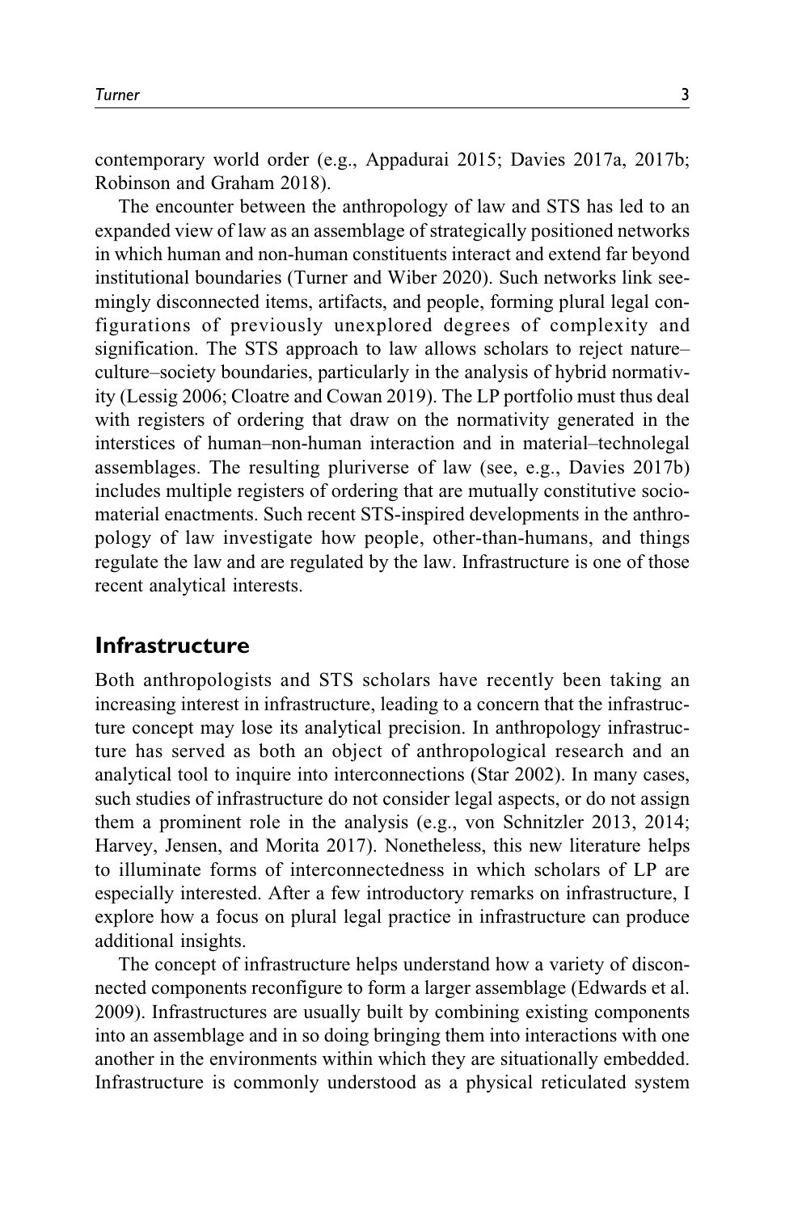contemporary world order (e.g., Appadurai 2015; Davies 2017a, 2017b; Robinson and Graham 2018).

The encounter between the anthropology of law and STS has led to an expanded view of law as an assemblage of strategically positioned networks in which human and non-human constituents interact and extend far beyond institutional boundaries (Turner and Wiber 2020). Such networks link seemingly disconnected items, artifacts, and people, forming plural legal configurations of previously unexplored degrees of complexity and signification. The STS approach to law allows scholars to reject nature–culture–society boundaries, particularly in the analysis of hybrid normativity (Lessig 2006; Cloatre and Cowan 2019). The LP portfolio must thus deal with registers of ordering that draw on the normativity generated in the interstices of human–non-human interaction and in material–technolegal assemblages. The resulting pluriverse of law (see, e.g., Davies 2017b) includes multiple registers of ordering that are mutually constitutive socio-material enactments. Such recent STS-inspired developments in the anthropology of law investigate how people, other-than-humans, and things regulate the law and are regulated by the law. Infrastructure is one of those recent analytical interests.

## Infrastructure

Both anthropologists and STS scholars have recently been taking an increasing interest in infrastructure, leading to a concern that the infrastructure concept may lose its analytical precision. In anthropology infrastructure has served as both an object of anthropological research and an analytical tool to inquire into interconnections (Star 2002). In many cases, such studies of infrastructure do not consider legal aspects, or do not assign them a prominent role in the analysis (e.g., von Schnitzler 2013, 2014; Harvey, Jensen, and Morita 2017). Nonetheless, this new literature helps to illuminate forms of interconnectedness in which scholars of LP are especially interested. After a few introductory remarks on infrastructure, I explore how a focus on plural legal practice in infrastructure can produce additional insights.

The concept of infrastructure helps understand how a variety of disconnected components reconfigure to form a larger assemblage (Edwards et al. 2009). Infrastructures are usually built by combining existing components into an assemblage and in so doing bringing them into interactions with one another in the environments within which they are situationally embedded. Infrastructure is commonly understood as a physical reticulated system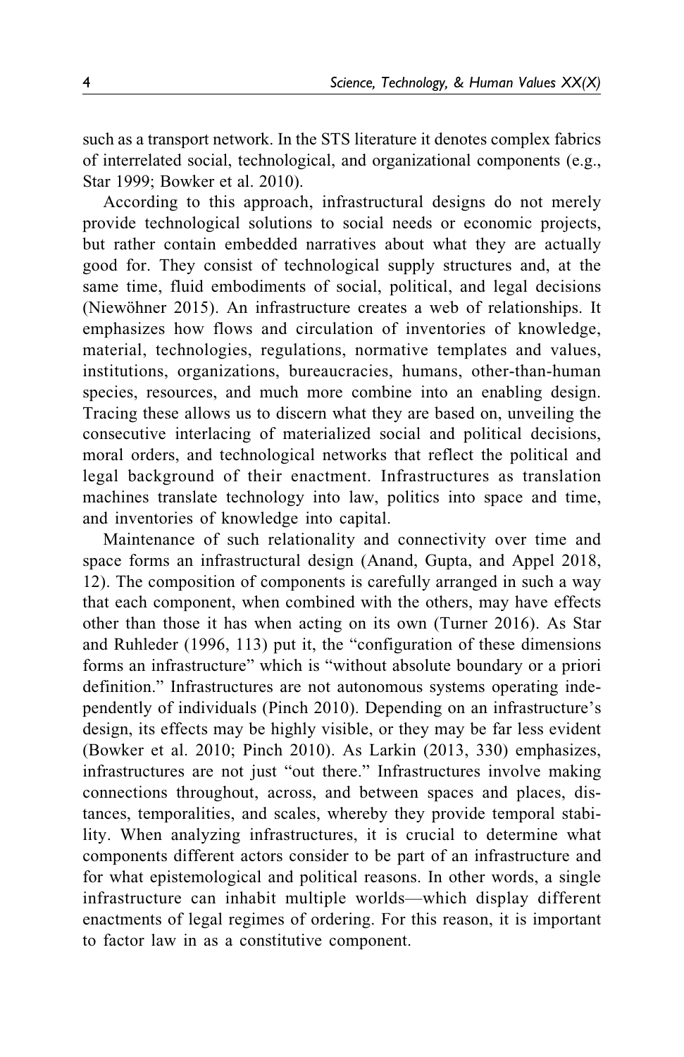such as a transport network. In the STS literature it denotes complex fabrics of interrelated social, technological, and organizational components (e.g., Star 1999; Bowker et al. 2010).

According to this approach, infrastructural designs do not merely provide technological solutions to social needs or economic projects, but rather contain embedded narratives about what they are actually good for. They consist of technological supply structures and, at the same time, fluid embodiments of social, political, and legal decisions (Niewöhner 2015). An infrastructure creates a web of relationships. It emphasizes how flows and circulation of inventories of knowledge, material, technologies, regulations, normative templates and values, institutions, organizations, bureaucracies, humans, other-than-human species, resources, and much more combine into an enabling design. Tracing these allows us to discern what they are based on, unveiling the consecutive interlacing of materialized social and political decisions, moral orders, and technological networks that reflect the political and legal background of their enactment. Infrastructures as translation machines translate technology into law, politics into space and time, and inventories of knowledge into capital.

Maintenance of such relationality and connectivity over time and space forms an infrastructural design (Anand, Gupta, and Appel 2018, 12). The composition of components is carefully arranged in such a way that each component, when combined with the others, may have effects other than those it has when acting on its own (Turner 2016). As Star and Ruhleder (1996, 113) put it, the "configuration of these dimensions forms an infrastructure" which is "without absolute boundary or a priori definition." Infrastructures are not autonomous systems operating independently of individuals (Pinch 2010). Depending on an infrastructure's design, its effects may be highly visible, or they may be far less evident (Bowker et al. 2010; Pinch 2010). As Larkin (2013, 330) emphasizes, infrastructures are not just "out there." Infrastructures involve making connections throughout, across, and between spaces and places, distances, temporalities, and scales, whereby they provide temporal stability. When analyzing infrastructures, it is crucial to determine what components different actors consider to be part of an infrastructure and for what epistemological and political reasons. In other words, a single infrastructure can inhabit multiple worlds—which display different enactments of legal regimes of ordering. For this reason, it is important to factor law in as a constitutive component.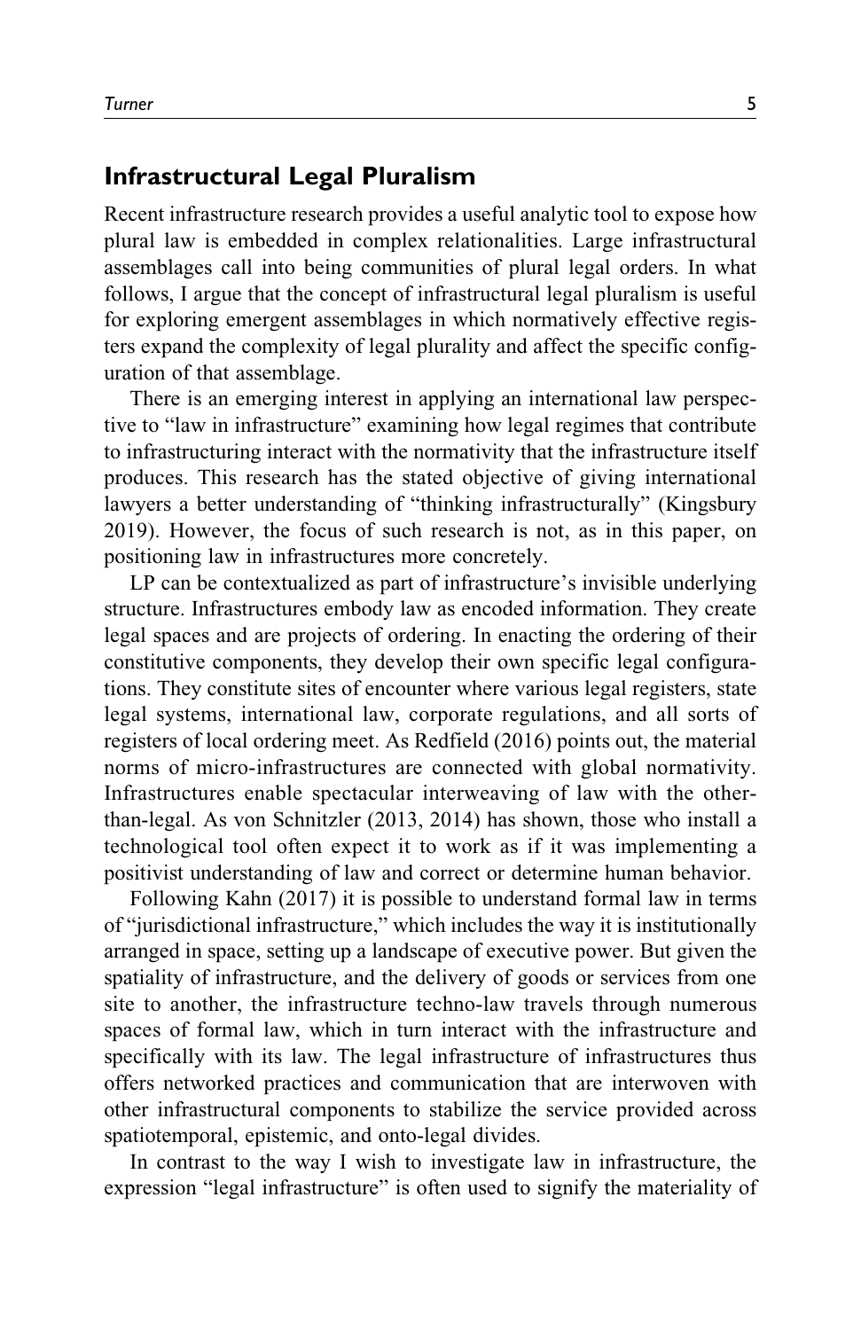## Infrastructural Legal Pluralism

Recent infrastructure research provides a useful analytic tool to expose how plural law is embedded in complex relationalities. Large infrastructural assemblages call into being communities of plural legal orders. In what follows, I argue that the concept of infrastructural legal pluralism is useful for exploring emergent assemblages in which normatively effective registers expand the complexity of legal plurality and affect the specific configuration of that assemblage.

There is an emerging interest in applying an international law perspective to "law in infrastructure" examining how legal regimes that contribute to infrastructuring interact with the normativity that the infrastructure itself produces. This research has the stated objective of giving international lawyers a better understanding of "thinking infrastructurally" (Kingsbury 2019). However, the focus of such research is not, as in this paper, on positioning law in infrastructures more concretely.

LP can be contextualized as part of infrastructure's invisible underlying structure. Infrastructures embody law as encoded information. They create legal spaces and are projects of ordering. In enacting the ordering of their constitutive components, they develop their own specific legal configurations. They constitute sites of encounter where various legal registers, state legal systems, international law, corporate regulations, and all sorts of registers of local ordering meet. As Redfield (2016) points out, the material norms of micro-infrastructures are connected with global normativity. Infrastructures enable spectacular interweaving of law with the other-than-legal. As von Schnitzler (2013, 2014) has shown, those who install a technological tool often expect it to work as if it was implementing a positivist understanding of law and correct or determine human behavior.

Following Kahn (2017) it is possible to understand formal law in terms of "jurisdictional infrastructure," which includes the way it is institutionally arranged in space, setting up a landscape of executive power. But given the spatiality of infrastructure, and the delivery of goods or services from one site to another, the infrastructure techno-law travels through numerous spaces of formal law, which in turn interact with the infrastructure and specifically with its law. The legal infrastructure of infrastructures thus offers networked practices and communication that are interwoven with other infrastructural components to stabilize the service provided across spatiotemporal, epistemic, and onto-legal divides.

In contrast to the way I wish to investigate law in infrastructure, the expression "legal infrastructure" is often used to signify the materiality of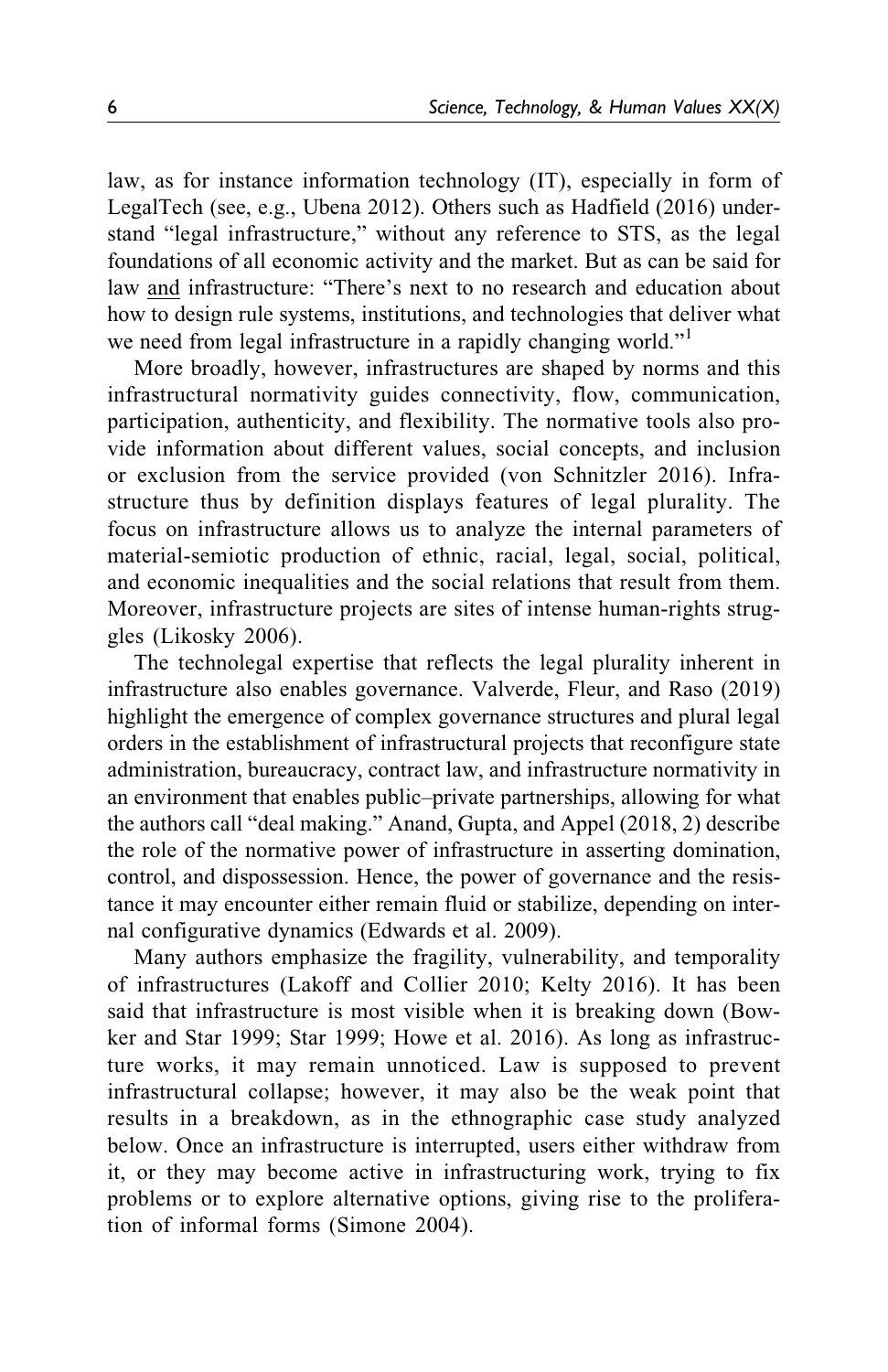law, as for instance information technology (IT), especially in form of LegalTech (see, e.g., Ubena 2012). Others such as Hadfield (2016) understand "legal infrastructure," without any reference to STS, as the legal foundations of all economic activity and the market. But as can be said for law <u>and</u> infrastructure: "There's next to no research and education about how to design rule systems, institutions, and technologies that deliver what we need from legal infrastructure in a rapidly changing world."[1]

More broadly, however, infrastructures are shaped by norms and this infrastructural normativity guides connectivity, flow, communication, participation, authenticity, and flexibility. The normative tools also provide information about different values, social concepts, and inclusion or exclusion from the service provided (von Schnitzler 2016). Infrastructure thus by definition displays features of legal plurality. The focus on infrastructure allows us to analyze the internal parameters of material-semiotic production of ethnic, racial, legal, social, political, and economic inequalities and the social relations that result from them. Moreover, infrastructure projects are sites of intense human-rights struggles (Likosky 2006).

The technolegal expertise that reflects the legal plurality inherent in infrastructure also enables governance. Valverde, Fleur, and Raso (2019) highlight the emergence of complex governance structures and plural legal orders in the establishment of infrastructural projects that reconfigure state administration, bureaucracy, contract law, and infrastructure normativity in an environment that enables public–private partnerships, allowing for what the authors call "deal making." Anand, Gupta, and Appel (2018, 2) describe the role of the normative power of infrastructure in asserting domination, control, and dispossession. Hence, the power of governance and the resistance it may encounter either remain fluid or stabilize, depending on internal configurative dynamics (Edwards et al. 2009).

Many authors emphasize the fragility, vulnerability, and temporality of infrastructures (Lakoff and Collier 2010; Kelty 2016). It has been said that infrastructure is most visible when it is breaking down (Bowker and Star 1999; Star 1999; Howe et al. 2016). As long as infrastructure works, it may remain unnoticed. Law is supposed to prevent infrastructural collapse; however, it may also be the weak point that results in a breakdown, as in the ethnographic case study analyzed below. Once an infrastructure is interrupted, users either withdraw from it, or they may become active in infrastructuring work, trying to fix problems or to explore alternative options, giving rise to the proliferation of informal forms (Simone 2004).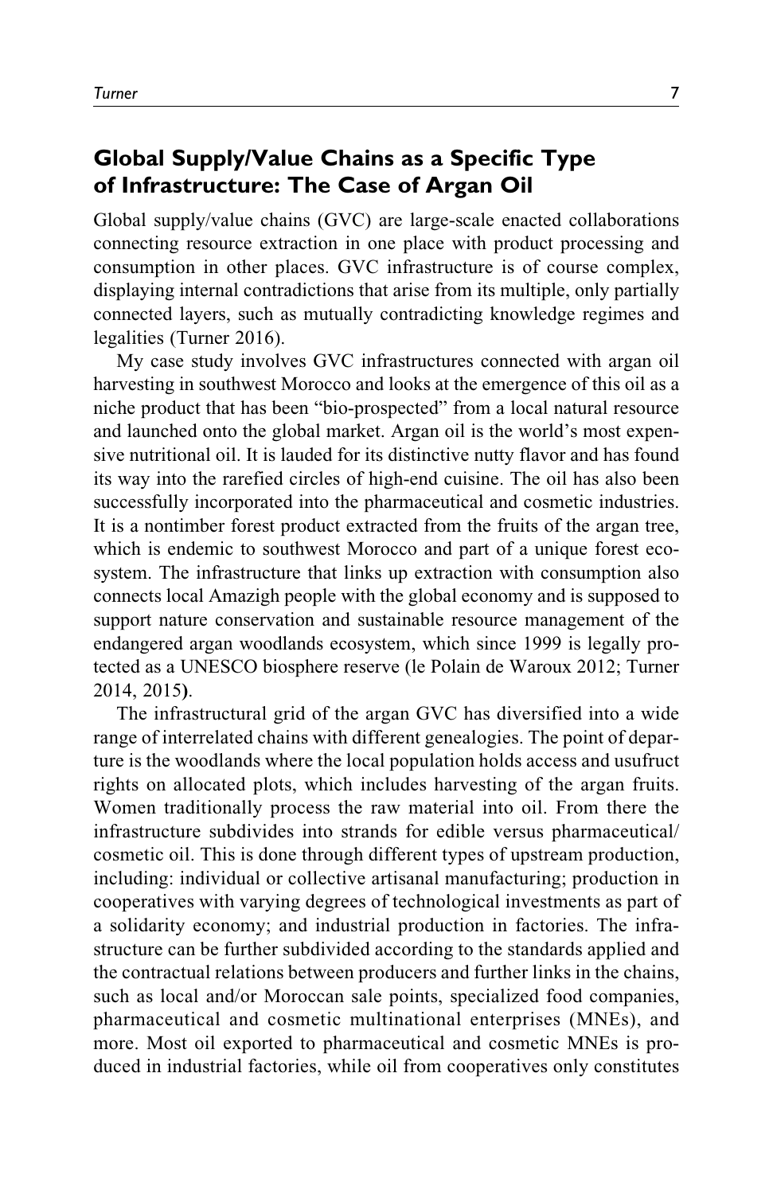## Global Supply/Value Chains as a Specific Type of Infrastructure: The Case of Argan Oil

Global supply/value chains (GVC) are large-scale enacted collaborations connecting resource extraction in one place with product processing and consumption in other places. GVC infrastructure is of course complex, displaying internal contradictions that arise from its multiple, only partially connected layers, such as mutually contradicting knowledge regimes and legalities (Turner 2016).

My case study involves GVC infrastructures connected with argan oil harvesting in southwest Morocco and looks at the emergence of this oil as a niche product that has been "bio-prospected" from a local natural resource and launched onto the global market. Argan oil is the world's most expensive nutritional oil. It is lauded for its distinctive nutty flavor and has found its way into the rarefied circles of high-end cuisine. The oil has also been successfully incorporated into the pharmaceutical and cosmetic industries. It is a nontimber forest product extracted from the fruits of the argan tree, which is endemic to southwest Morocco and part of a unique forest ecosystem. The infrastructure that links up extraction with consumption also connects local Amazigh people with the global economy and is supposed to support nature conservation and sustainable resource management of the endangered argan woodlands ecosystem, which since 1999 is legally protected as a UNESCO biosphere reserve (le Polain de Waroux 2012; Turner 2014, 2015).

The infrastructural grid of the argan GVC has diversified into a wide range of interrelated chains with different genealogies. The point of departure is the woodlands where the local population holds access and usufruct rights on allocated plots, which includes harvesting of the argan fruits. Women traditionally process the raw material into oil. From there the infrastructure subdivides into strands for edible versus pharmaceutical/cosmetic oil. This is done through different types of upstream production, including: individual or collective artisanal manufacturing; production in cooperatives with varying degrees of technological investments as part of a solidarity economy; and industrial production in factories. The infrastructure can be further subdivided according to the standards applied and the contractual relations between producers and further links in the chains, such as local and/or Moroccan sale points, specialized food companies, pharmaceutical and cosmetic multinational enterprises (MNEs), and more. Most oil exported to pharmaceutical and cosmetic MNEs is produced in industrial factories, while oil from cooperatives only constitutes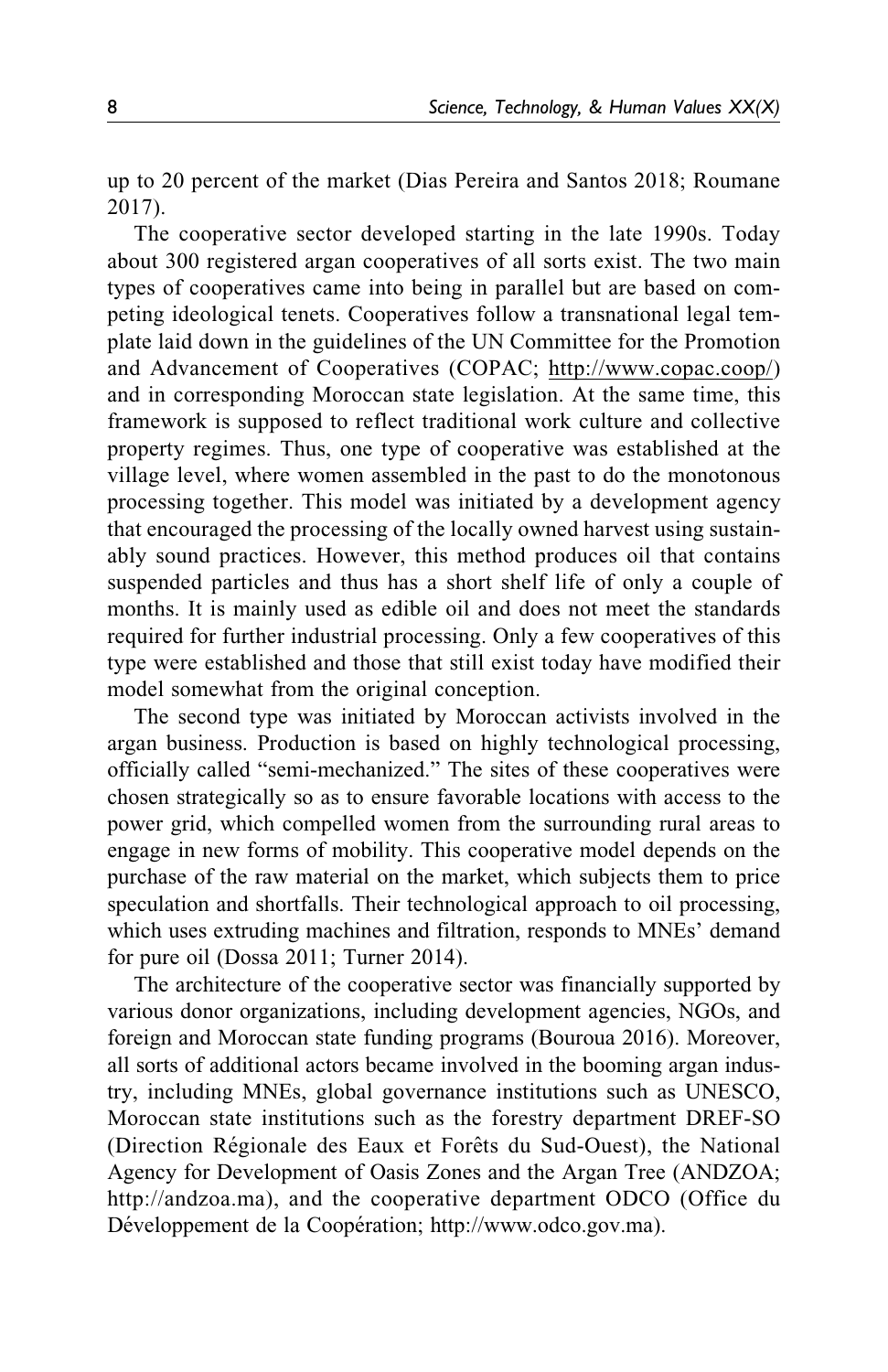up to 20 percent of the market (Dias Pereira and Santos 2018; Roumane 2017).

The cooperative sector developed starting in the late 1990s. Today about 300 registered argan cooperatives of all sorts exist. The two main types of cooperatives came into being in parallel but are based on competing ideological tenets. Cooperatives follow a transnational legal template laid down in the guidelines of the UN Committee for the Promotion and Advancement of Cooperatives (COPAC; http://www.copac.coop/) and in corresponding Moroccan state legislation. At the same time, this framework is supposed to reflect traditional work culture and collective property regimes. Thus, one type of cooperative was established at the village level, where women assembled in the past to do the monotonous processing together. This model was initiated by a development agency that encouraged the processing of the locally owned harvest using sustainably sound practices. However, this method produces oil that contains suspended particles and thus has a short shelf life of only a couple of months. It is mainly used as edible oil and does not meet the standards required for further industrial processing. Only a few cooperatives of this type were established and those that still exist today have modified their model somewhat from the original conception.

The second type was initiated by Moroccan activists involved in the argan business. Production is based on highly technological processing, officially called "semi-mechanized." The sites of these cooperatives were chosen strategically so as to ensure favorable locations with access to the power grid, which compelled women from the surrounding rural areas to engage in new forms of mobility. This cooperative model depends on the purchase of the raw material on the market, which subjects them to price speculation and shortfalls. Their technological approach to oil processing, which uses extruding machines and filtration, responds to MNEs' demand for pure oil (Dossa 2011; Turner 2014).

The architecture of the cooperative sector was financially supported by various donor organizations, including development agencies, NGOs, and foreign and Moroccan state funding programs (Bouroua 2016). Moreover, all sorts of additional actors became involved in the booming argan industry, including MNEs, global governance institutions such as UNESCO, Moroccan state institutions such as the forestry department DREF-SO (Direction Régionale des Eaux et Forêts du Sud-Ouest), the National Agency for Development of Oasis Zones and the Argan Tree (ANDZOA; http://andzoa.ma), and the cooperative department ODCO (Office du Développement de la Coopération; http://www.odco.gov.ma).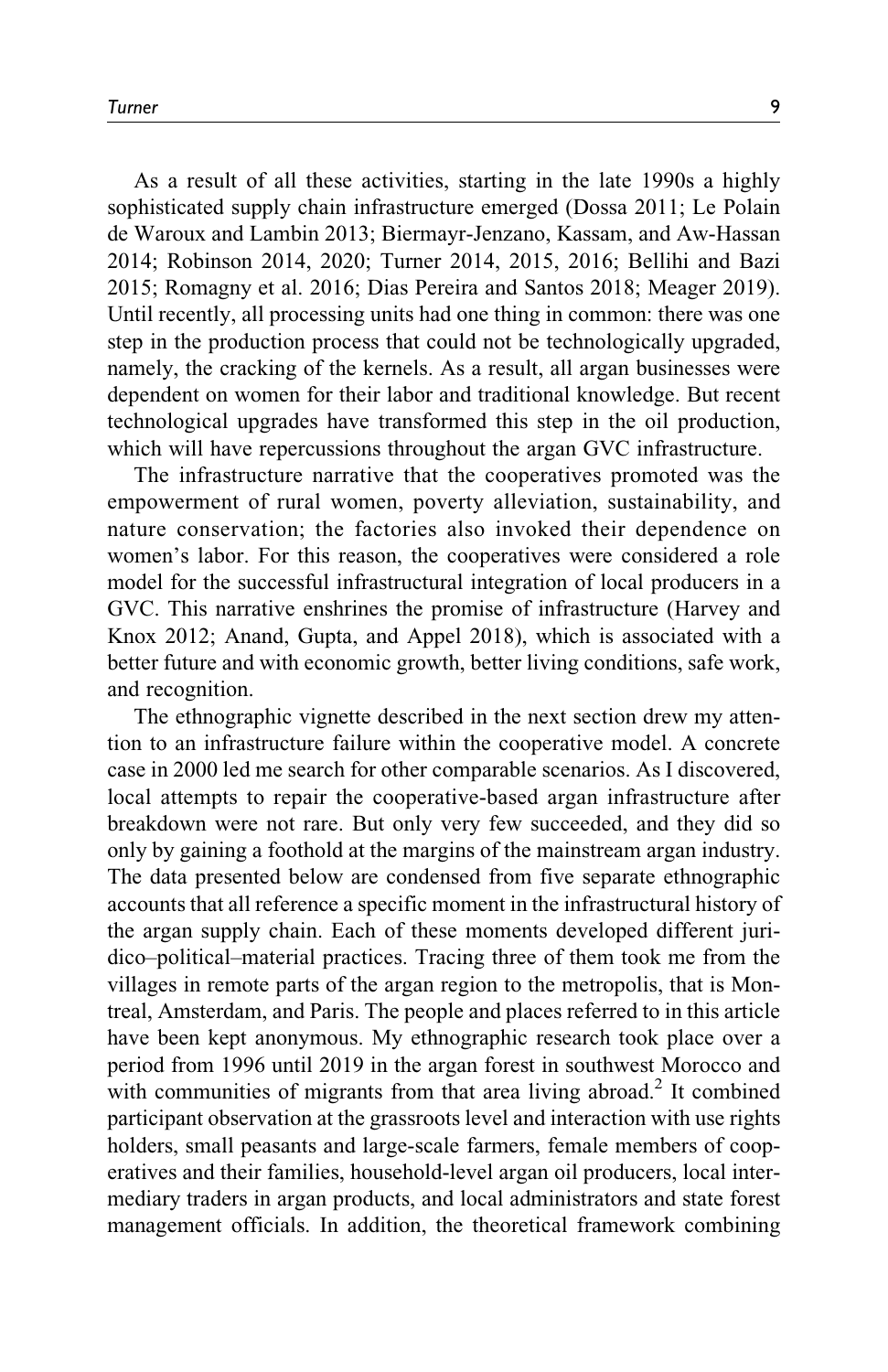As a result of all these activities, starting in the late 1990s a highly sophisticated supply chain infrastructure emerged (Dossa 2011; Le Polain de Waroux and Lambin 2013; Biermayr-Jenzano, Kassam, and Aw-Hassan 2014; Robinson 2014, 2020; Turner 2014, 2015, 2016; Bellihi and Bazi 2015; Romagny et al. 2016; Dias Pereira and Santos 2018; Meager 2019). Until recently, all processing units had one thing in common: there was one step in the production process that could not be technologically upgraded, namely, the cracking of the kernels. As a result, all argan businesses were dependent on women for their labor and traditional knowledge. But recent technological upgrades have transformed this step in the oil production, which will have repercussions throughout the argan GVC infrastructure.

The infrastructure narrative that the cooperatives promoted was the empowerment of rural women, poverty alleviation, sustainability, and nature conservation; the factories also invoked their dependence on women's labor. For this reason, the cooperatives were considered a role model for the successful infrastructural integration of local producers in a GVC. This narrative enshrines the promise of infrastructure (Harvey and Knox 2012; Anand, Gupta, and Appel 2018), which is associated with a better future and with economic growth, better living conditions, safe work, and recognition.

The ethnographic vignette described in the next section drew my attention to an infrastructure failure within the cooperative model. A concrete case in 2000 led me search for other comparable scenarios. As I discovered, local attempts to repair the cooperative-based argan infrastructure after breakdown were not rare. But only very few succeeded, and they did so only by gaining a foothold at the margins of the mainstream argan industry. The data presented below are condensed from five separate ethnographic accounts that all reference a specific moment in the infrastructural history of the argan supply chain. Each of these moments developed different juridico–political–material practices. Tracing three of them took me from the villages in remote parts of the argan region to the metropolis, that is Montreal, Amsterdam, and Paris. The people and places referred to in this article have been kept anonymous. My ethnographic research took place over a period from 1996 until 2019 in the argan forest in southwest Morocco and with communities of migrants from that area living abroad.[2] It combined participant observation at the grassroots level and interaction with use rights holders, small peasants and large-scale farmers, female members of cooperatives and their families, household-level argan oil producers, local intermediary traders in argan products, and local administrators and state forest management officials. In addition, the theoretical framework combining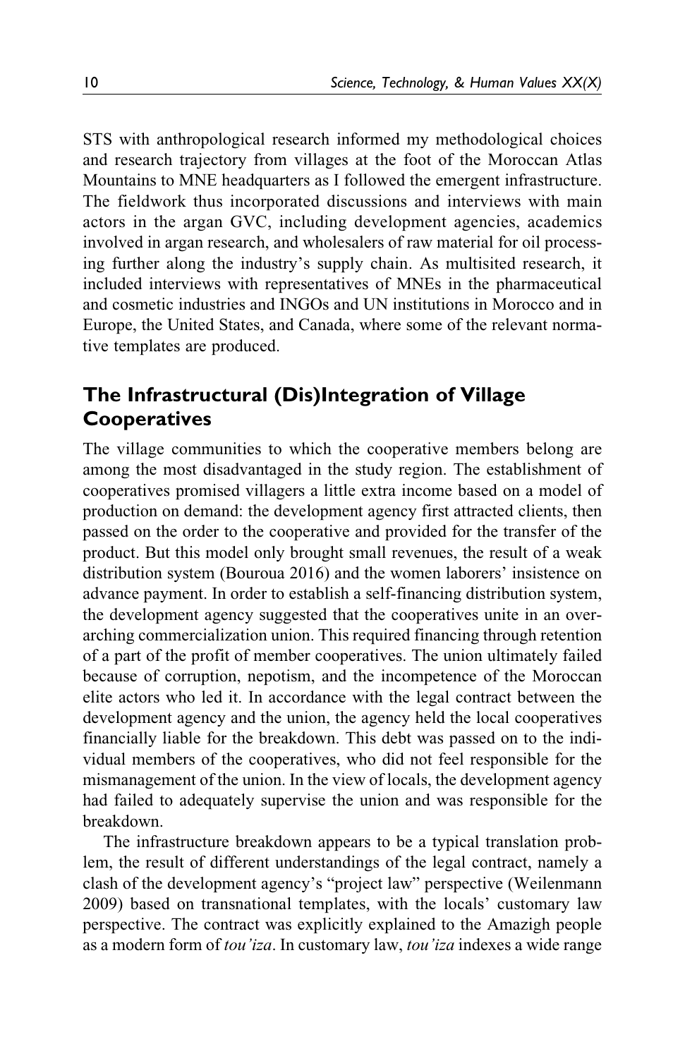STS with anthropological research informed my methodological choices and research trajectory from villages at the foot of the Moroccan Atlas Mountains to MNE headquarters as I followed the emergent infrastructure. The fieldwork thus incorporated discussions and interviews with main actors in the argan GVC, including development agencies, academics involved in argan research, and wholesalers of raw material for oil processing further along the industry's supply chain. As multisited research, it included interviews with representatives of MNEs in the pharmaceutical and cosmetic industries and INGOs and UN institutions in Morocco and in Europe, the United States, and Canada, where some of the relevant normative templates are produced.

## The Infrastructural (Dis)Integration of Village Cooperatives

The village communities to which the cooperative members belong are among the most disadvantaged in the study region. The establishment of cooperatives promised villagers a little extra income based on a model of production on demand: the development agency first attracted clients, then passed on the order to the cooperative and provided for the transfer of the product. But this model only brought small revenues, the result of a weak distribution system (Bouroua 2016) and the women laborers' insistence on advance payment. In order to establish a self-financing distribution system, the development agency suggested that the cooperatives unite in an overarching commercialization union. This required financing through retention of a part of the profit of member cooperatives. The union ultimately failed because of corruption, nepotism, and the incompetence of the Moroccan elite actors who led it. In accordance with the legal contract between the development agency and the union, the agency held the local cooperatives financially liable for the breakdown. This debt was passed on to the individual members of the cooperatives, who did not feel responsible for the mismanagement of the union. In the view of locals, the development agency had failed to adequately supervise the union and was responsible for the breakdown.

The infrastructure breakdown appears to be a typical translation problem, the result of different understandings of the legal contract, namely a clash of the development agency's "project law" perspective (Weilenmann 2009) based on transnational templates, with the locals' customary law perspective. The contract was explicitly explained to the Amazigh people as a modern form of *tou'iza*. In customary law, *tou'iza* indexes a wide range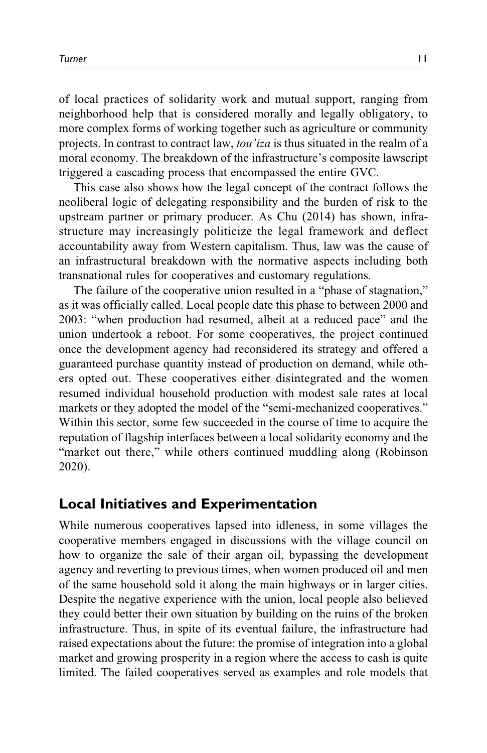of local practices of solidarity work and mutual support, ranging from neighborhood help that is considered morally and legally obligatory, to more complex forms of working together such as agriculture or community projects. In contrast to contract law, *tou'iza* is thus situated in the realm of a moral economy. The breakdown of the infrastructure's composite lawscript triggered a cascading process that encompassed the entire GVC.

This case also shows how the legal concept of the contract follows the neoliberal logic of delegating responsibility and the burden of risk to the upstream partner or primary producer. As Chu (2014) has shown, infrastructure may increasingly politicize the legal framework and deflect accountability away from Western capitalism. Thus, law was the cause of an infrastructural breakdown with the normative aspects including both transnational rules for cooperatives and customary regulations.

The failure of the cooperative union resulted in a "phase of stagnation," as it was officially called. Local people date this phase to between 2000 and 2003: "when production had resumed, albeit at a reduced pace" and the union undertook a reboot. For some cooperatives, the project continued once the development agency had reconsidered its strategy and offered a guaranteed purchase quantity instead of production on demand, while others opted out. These cooperatives either disintegrated and the women resumed individual household production with modest sale rates at local markets or they adopted the model of the "semi-mechanized cooperatives." Within this sector, some few succeeded in the course of time to acquire the reputation of flagship interfaces between a local solidarity economy and the "market out there," while others continued muddling along (Robinson 2020).

## Local Initiatives and Experimentation

While numerous cooperatives lapsed into idleness, in some villages the cooperative members engaged in discussions with the village council on how to organize the sale of their argan oil, bypassing the development agency and reverting to previous times, when women produced oil and men of the same household sold it along the main highways or in larger cities. Despite the negative experience with the union, local people also believed they could better their own situation by building on the ruins of the broken infrastructure. Thus, in spite of its eventual failure, the infrastructure had raised expectations about the future: the promise of integration into a global market and growing prosperity in a region where the access to cash is quite limited. The failed cooperatives served as examples and role models that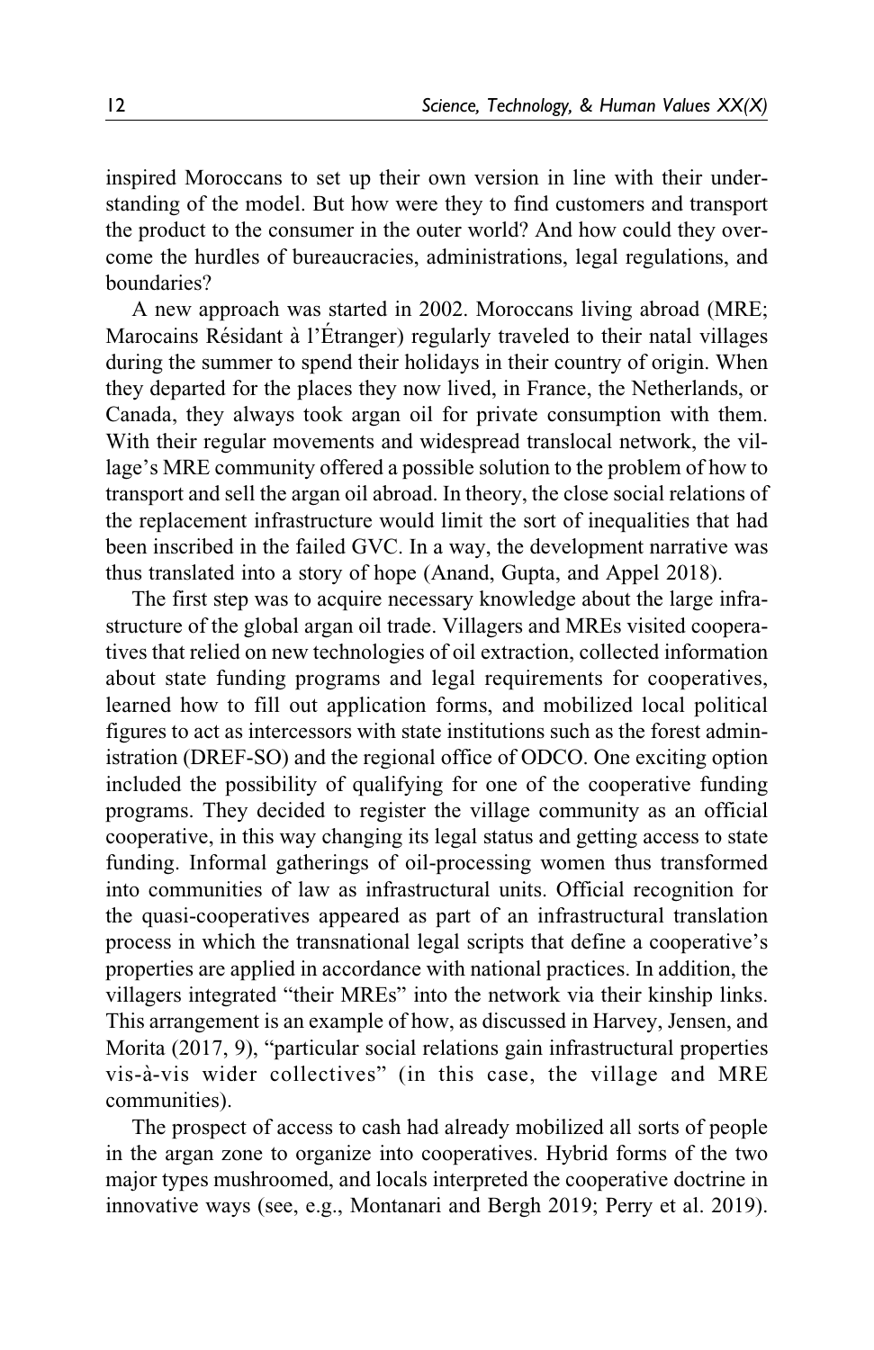inspired Moroccans to set up their own version in line with their understanding of the model. But how were they to find customers and transport the product to the consumer in the outer world? And how could they overcome the hurdles of bureaucracies, administrations, legal regulations, and boundaries?

A new approach was started in 2002. Moroccans living abroad (MRE; Marocains Résidant à l'Étranger) regularly traveled to their natal villages during the summer to spend their holidays in their country of origin. When they departed for the places they now lived, in France, the Netherlands, or Canada, they always took argan oil for private consumption with them. With their regular movements and widespread translocal network, the village's MRE community offered a possible solution to the problem of how to transport and sell the argan oil abroad. In theory, the close social relations of the replacement infrastructure would limit the sort of inequalities that had been inscribed in the failed GVC. In a way, the development narrative was thus translated into a story of hope (Anand, Gupta, and Appel 2018).

The first step was to acquire necessary knowledge about the large infrastructure of the global argan oil trade. Villagers and MREs visited cooperatives that relied on new technologies of oil extraction, collected information about state funding programs and legal requirements for cooperatives, learned how to fill out application forms, and mobilized local political figures to act as intercessors with state institutions such as the forest administration (DREF-SO) and the regional office of ODCO. One exciting option included the possibility of qualifying for one of the cooperative funding programs. They decided to register the village community as an official cooperative, in this way changing its legal status and getting access to state funding. Informal gatherings of oil-processing women thus transformed into communities of law as infrastructural units. Official recognition for the quasi-cooperatives appeared as part of an infrastructural translation process in which the transnational legal scripts that define a cooperative's properties are applied in accordance with national practices. In addition, the villagers integrated "their MREs" into the network via their kinship links. This arrangement is an example of how, as discussed in Harvey, Jensen, and Morita (2017, 9), "particular social relations gain infrastructural properties vis-à-vis wider collectives" (in this case, the village and MRE communities).

The prospect of access to cash had already mobilized all sorts of people in the argan zone to organize into cooperatives. Hybrid forms of the two major types mushroomed, and locals interpreted the cooperative doctrine in innovative ways (see, e.g., Montanari and Bergh 2019; Perry et al. 2019).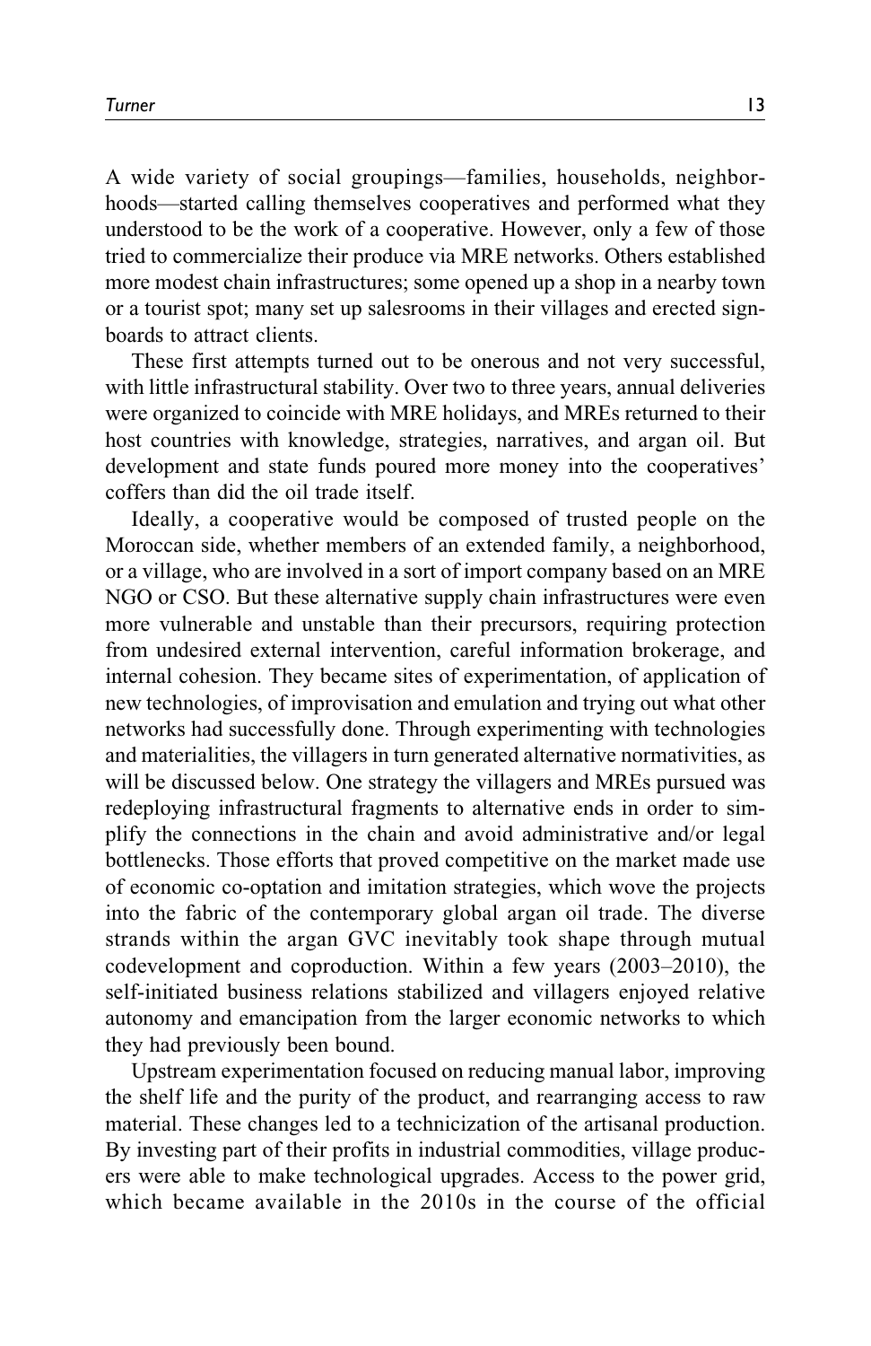A wide variety of social groupings—families, households, neighborhoods—started calling themselves cooperatives and performed what they understood to be the work of a cooperative. However, only a few of those tried to commercialize their produce via MRE networks. Others established more modest chain infrastructures; some opened up a shop in a nearby town or a tourist spot; many set up salesrooms in their villages and erected signboards to attract clients.

These first attempts turned out to be onerous and not very successful, with little infrastructural stability. Over two to three years, annual deliveries were organized to coincide with MRE holidays, and MREs returned to their host countries with knowledge, strategies, narratives, and argan oil. But development and state funds poured more money into the cooperatives' coffers than did the oil trade itself.

Ideally, a cooperative would be composed of trusted people on the Moroccan side, whether members of an extended family, a neighborhood, or a village, who are involved in a sort of import company based on an MRE NGO or CSO. But these alternative supply chain infrastructures were even more vulnerable and unstable than their precursors, requiring protection from undesired external intervention, careful information brokerage, and internal cohesion. They became sites of experimentation, of application of new technologies, of improvisation and emulation and trying out what other networks had successfully done. Through experimenting with technologies and materialities, the villagers in turn generated alternative normativities, as will be discussed below. One strategy the villagers and MREs pursued was redeploying infrastructural fragments to alternative ends in order to simplify the connections in the chain and avoid administrative and/or legal bottlenecks. Those efforts that proved competitive on the market made use of economic co-optation and imitation strategies, which wove the projects into the fabric of the contemporary global argan oil trade. The diverse strands within the argan GVC inevitably took shape through mutual codevelopment and coproduction. Within a few years (2003–2010), the self-initiated business relations stabilized and villagers enjoyed relative autonomy and emancipation from the larger economic networks to which they had previously been bound.

Upstream experimentation focused on reducing manual labor, improving the shelf life and the purity of the product, and rearranging access to raw material. These changes led to a technicization of the artisanal production. By investing part of their profits in industrial commodities, village producers were able to make technological upgrades. Access to the power grid, which became available in the 2010s in the course of the official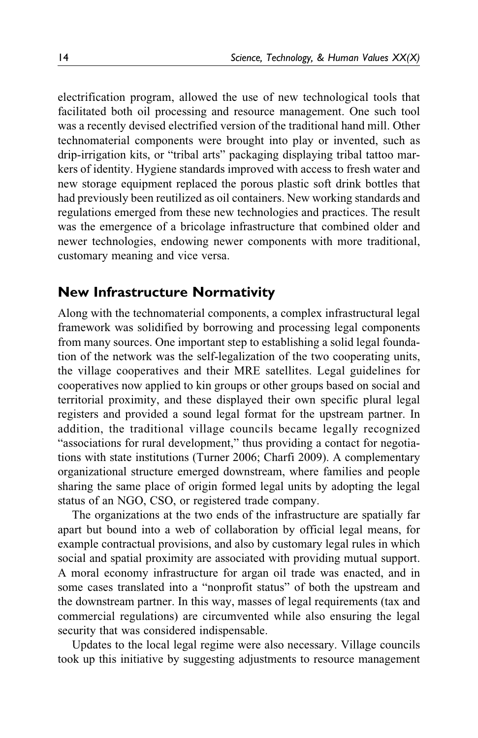electrification program, allowed the use of new technological tools that facilitated both oil processing and resource management. One such tool was a recently devised electrified version of the traditional hand mill. Other technomaterial components were brought into play or invented, such as drip-irrigation kits, or "tribal arts" packaging displaying tribal tattoo markers of identity. Hygiene standards improved with access to fresh water and new storage equipment replaced the porous plastic soft drink bottles that had previously been reutilized as oil containers. New working standards and regulations emerged from these new technologies and practices. The result was the emergence of a bricolage infrastructure that combined older and newer technologies, endowing newer components with more traditional, customary meaning and vice versa.

## New Infrastructure Normativity

Along with the technomaterial components, a complex infrastructural legal framework was solidified by borrowing and processing legal components from many sources. One important step to establishing a solid legal foundation of the network was the self-legalization of the two cooperating units, the village cooperatives and their MRE satellites. Legal guidelines for cooperatives now applied to kin groups or other groups based on social and territorial proximity, and these displayed their own specific plural legal registers and provided a sound legal format for the upstream partner. In addition, the traditional village councils became legally recognized "associations for rural development," thus providing a contact for negotiations with state institutions (Turner 2006; Charfi 2009). A complementary organizational structure emerged downstream, where families and people sharing the same place of origin formed legal units by adopting the legal status of an NGO, CSO, or registered trade company.

The organizations at the two ends of the infrastructure are spatially far apart but bound into a web of collaboration by official legal means, for example contractual provisions, and also by customary legal rules in which social and spatial proximity are associated with providing mutual support. A moral economy infrastructure for argan oil trade was enacted, and in some cases translated into a "nonprofit status" of both the upstream and the downstream partner. In this way, masses of legal requirements (tax and commercial regulations) are circumvented while also ensuring the legal security that was considered indispensable.

Updates to the local legal regime were also necessary. Village councils took up this initiative by suggesting adjustments to resource management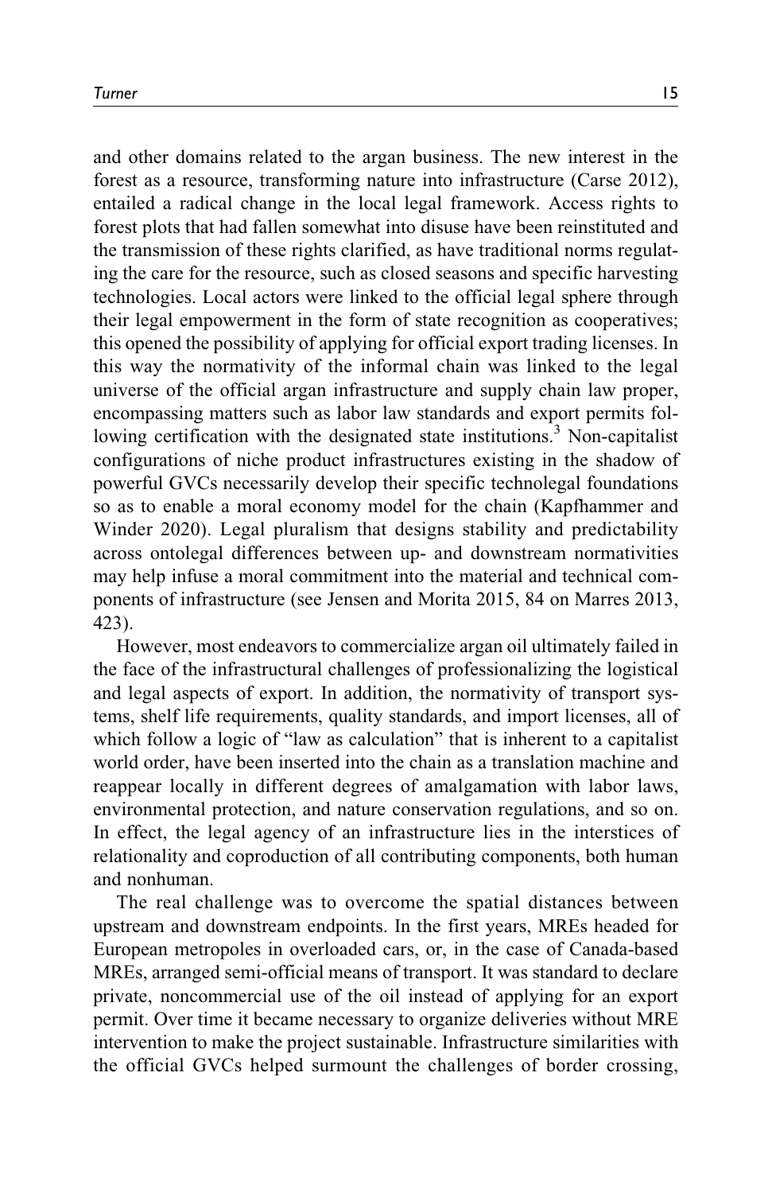and other domains related to the argan business. The new interest in the forest as a resource, transforming nature into infrastructure (Carse 2012), entailed a radical change in the local legal framework. Access rights to forest plots that had fallen somewhat into disuse have been reinstituted and the transmission of these rights clarified, as have traditional norms regulating the care for the resource, such as closed seasons and specific harvesting technologies. Local actors were linked to the official legal sphere through their legal empowerment in the form of state recognition as cooperatives; this opened the possibility of applying for official export trading licenses. In this way the normativity of the informal chain was linked to the legal universe of the official argan infrastructure and supply chain law proper, encompassing matters such as labor law standards and export permits following certification with the designated state institutions.[3] Non-capitalist configurations of niche product infrastructures existing in the shadow of powerful GVCs necessarily develop their specific technolegal foundations so as to enable a moral economy model for the chain (Kapfhammer and Winder 2020). Legal pluralism that designs stability and predictability across ontolegal differences between up- and downstream normativities may help infuse a moral commitment into the material and technical components of infrastructure (see Jensen and Morita 2015, 84 on Marres 2013, 423).

However, most endeavors to commercialize argan oil ultimately failed in the face of the infrastructural challenges of professionalizing the logistical and legal aspects of export. In addition, the normativity of transport systems, shelf life requirements, quality standards, and import licenses, all of which follow a logic of "law as calculation" that is inherent to a capitalist world order, have been inserted into the chain as a translation machine and reappear locally in different degrees of amalgamation with labor laws, environmental protection, and nature conservation regulations, and so on. In effect, the legal agency of an infrastructure lies in the interstices of relationality and coproduction of all contributing components, both human and nonhuman.

The real challenge was to overcome the spatial distances between upstream and downstream endpoints. In the first years, MREs headed for European metropoles in overloaded cars, or, in the case of Canada-based MREs, arranged semi-official means of transport. It was standard to declare private, noncommercial use of the oil instead of applying for an export permit. Over time it became necessary to organize deliveries without MRE intervention to make the project sustainable. Infrastructure similarities with the official GVCs helped surmount the challenges of border crossing,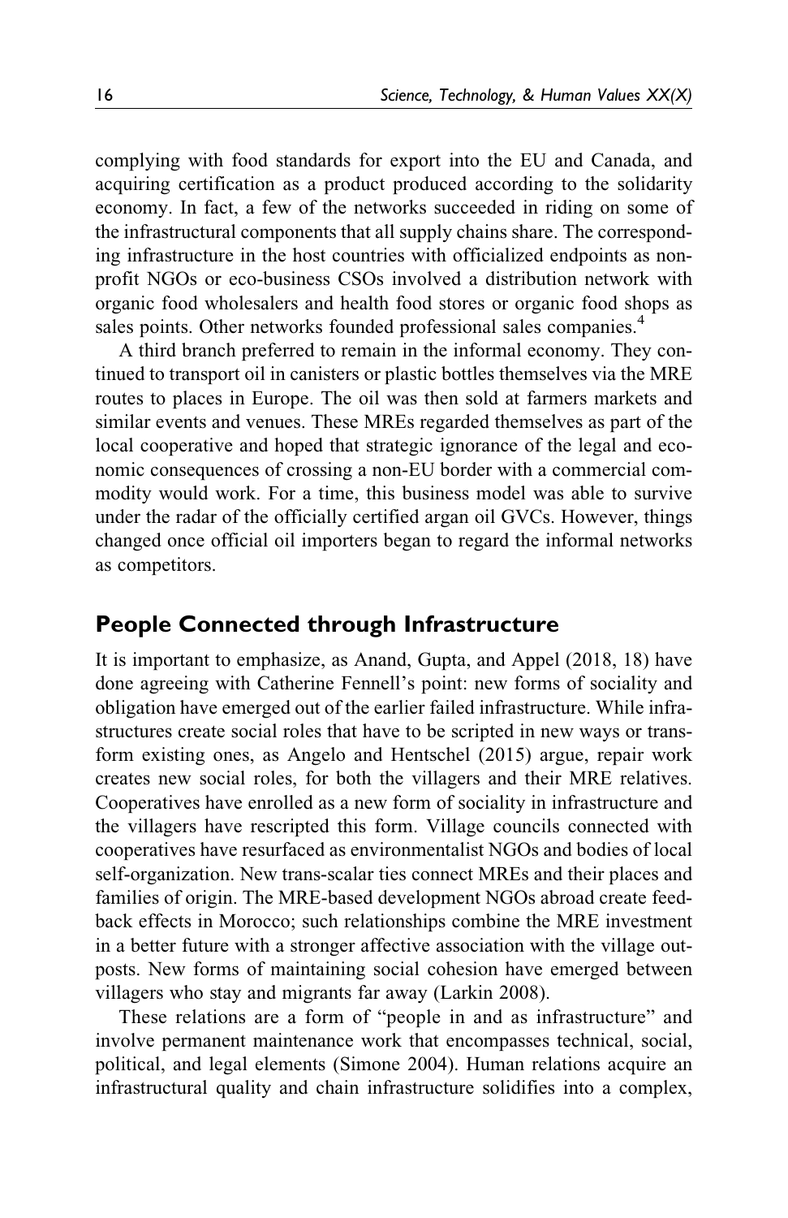complying with food standards for export into the EU and Canada, and acquiring certification as a product produced according to the solidarity economy. In fact, a few of the networks succeeded in riding on some of the infrastructural components that all supply chains share. The corresponding infrastructure in the host countries with officialized endpoints as nonprofit NGOs or eco-business CSOs involved a distribution network with organic food wholesalers and health food stores or organic food shops as sales points. Other networks founded professional sales companies.[4]

A third branch preferred to remain in the informal economy. They continued to transport oil in canisters or plastic bottles themselves via the MRE routes to places in Europe. The oil was then sold at farmers markets and similar events and venues. These MREs regarded themselves as part of the local cooperative and hoped that strategic ignorance of the legal and economic consequences of crossing a non-EU border with a commercial commodity would work. For a time, this business model was able to survive under the radar of the officially certified argan oil GVCs. However, things changed once official oil importers began to regard the informal networks as competitors.

## People Connected through Infrastructure

It is important to emphasize, as Anand, Gupta, and Appel (2018, 18) have done agreeing with Catherine Fennell's point: new forms of sociality and obligation have emerged out of the earlier failed infrastructure. While infrastructures create social roles that have to be scripted in new ways or transform existing ones, as Angelo and Hentschel (2015) argue, repair work creates new social roles, for both the villagers and their MRE relatives. Cooperatives have enrolled as a new form of sociality in infrastructure and the villagers have rescripted this form. Village councils connected with cooperatives have resurfaced as environmentalist NGOs and bodies of local self-organization. New trans-scalar ties connect MREs and their places and families of origin. The MRE-based development NGOs abroad create feedback effects in Morocco; such relationships combine the MRE investment in a better future with a stronger affective association with the village outposts. New forms of maintaining social cohesion have emerged between villagers who stay and migrants far away (Larkin 2008).

These relations are a form of "people in and as infrastructure" and involve permanent maintenance work that encompasses technical, social, political, and legal elements (Simone 2004). Human relations acquire an infrastructural quality and chain infrastructure solidifies into a complex,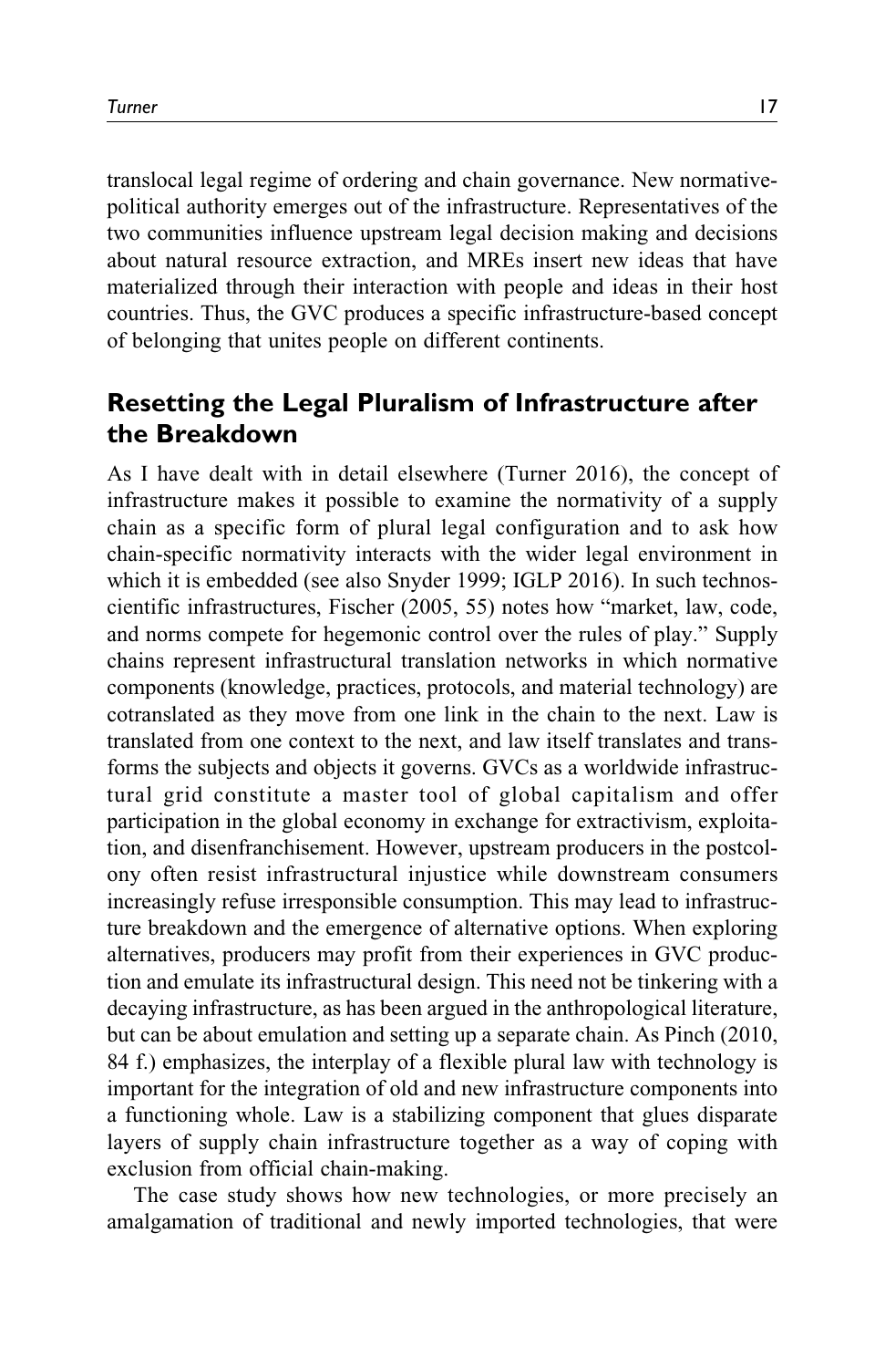translocal legal regime of ordering and chain governance. New normative-political authority emerges out of the infrastructure. Representatives of the two communities influence upstream legal decision making and decisions about natural resource extraction, and MREs insert new ideas that have materialized through their interaction with people and ideas in their host countries. Thus, the GVC produces a specific infrastructure-based concept of belonging that unites people on different continents.

## Resetting the Legal Pluralism of Infrastructure after the Breakdown

As I have dealt with in detail elsewhere (Turner 2016), the concept of infrastructure makes it possible to examine the normativity of a supply chain as a specific form of plural legal configuration and to ask how chain-specific normativity interacts with the wider legal environment in which it is embedded (see also Snyder 1999; IGLP 2016). In such technoscientific infrastructures, Fischer (2005, 55) notes how "market, law, code, and norms compete for hegemonic control over the rules of play." Supply chains represent infrastructural translation networks in which normative components (knowledge, practices, protocols, and material technology) are cotranslated as they move from one link in the chain to the next. Law is translated from one context to the next, and law itself translates and transforms the subjects and objects it governs. GVCs as a worldwide infrastructural grid constitute a master tool of global capitalism and offer participation in the global economy in exchange for extractivism, exploitation, and disenfranchisement. However, upstream producers in the postcolony often resist infrastructural injustice while downstream consumers increasingly refuse irresponsible consumption. This may lead to infrastructure breakdown and the emergence of alternative options. When exploring alternatives, producers may profit from their experiences in GVC production and emulate its infrastructural design. This need not be tinkering with a decaying infrastructure, as has been argued in the anthropological literature, but can be about emulation and setting up a separate chain. As Pinch (2010, 84 f.) emphasizes, the interplay of a flexible plural law with technology is important for the integration of old and new infrastructure components into a functioning whole. Law is a stabilizing component that glues disparate layers of supply chain infrastructure together as a way of coping with exclusion from official chain-making.

The case study shows how new technologies, or more precisely an amalgamation of traditional and newly imported technologies, that were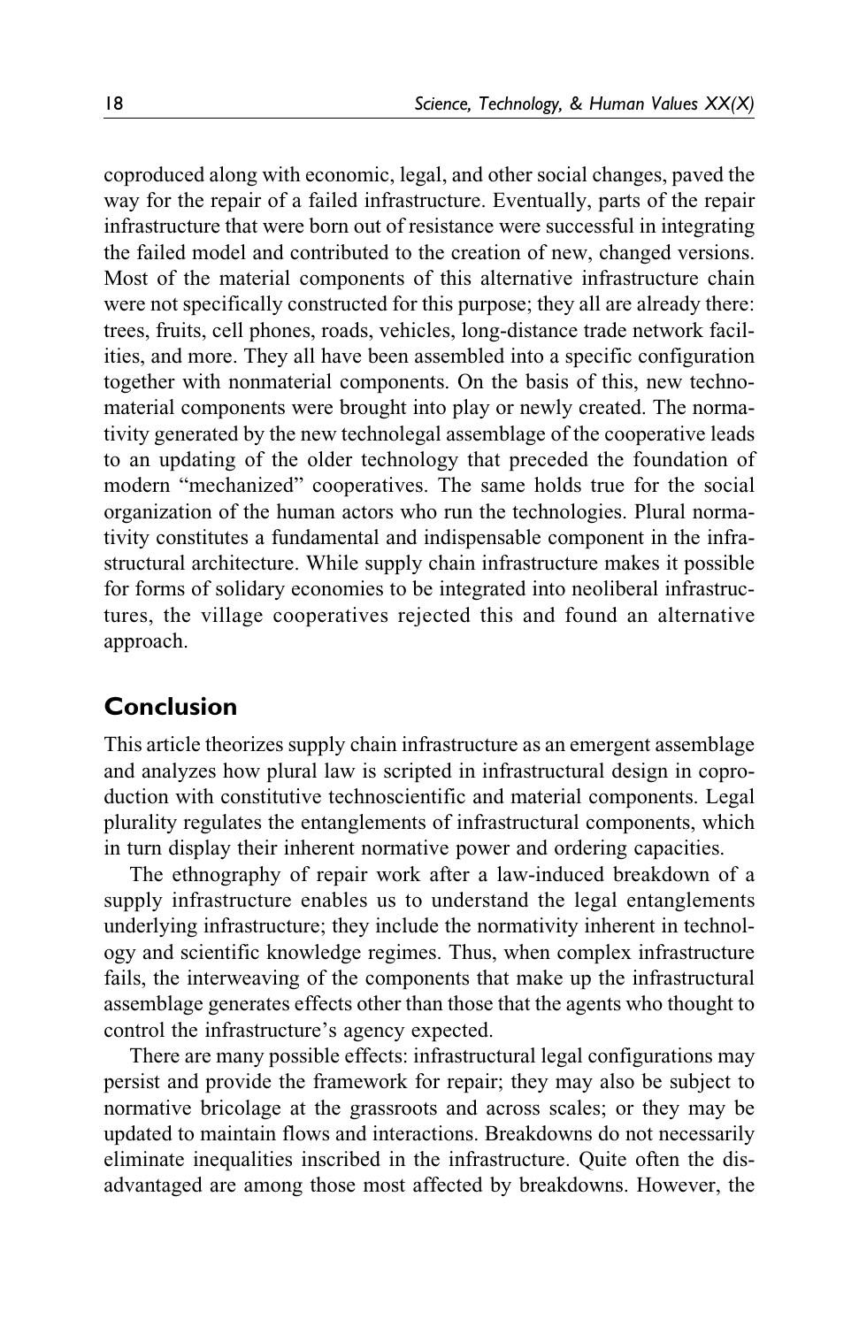coproduced along with economic, legal, and other social changes, paved the way for the repair of a failed infrastructure. Eventually, parts of the repair infrastructure that were born out of resistance were successful in integrating the failed model and contributed to the creation of new, changed versions. Most of the material components of this alternative infrastructure chain were not specifically constructed for this purpose; they all are already there: trees, fruits, cell phones, roads, vehicles, long-distance trade network facilities, and more. They all have been assembled into a specific configuration together with nonmaterial components. On the basis of this, new technomaterial components were brought into play or newly created. The normativity generated by the new technolegal assemblage of the cooperative leads to an updating of the older technology that preceded the foundation of modern "mechanized" cooperatives. The same holds true for the social organization of the human actors who run the technologies. Plural normativity constitutes a fundamental and indispensable component in the infrastructural architecture. While supply chain infrastructure makes it possible for forms of solidary economies to be integrated into neoliberal infrastructures, the village cooperatives rejected this and found an alternative approach.

## Conclusion

This article theorizes supply chain infrastructure as an emergent assemblage and analyzes how plural law is scripted in infrastructural design in coproduction with constitutive technoscientific and material components. Legal plurality regulates the entanglements of infrastructural components, which in turn display their inherent normative power and ordering capacities.

The ethnography of repair work after a law-induced breakdown of a supply infrastructure enables us to understand the legal entanglements underlying infrastructure; they include the normativity inherent in technology and scientific knowledge regimes. Thus, when complex infrastructure fails, the interweaving of the components that make up the infrastructural assemblage generates effects other than those that the agents who thought to control the infrastructure's agency expected.

There are many possible effects: infrastructural legal configurations may persist and provide the framework for repair; they may also be subject to normative bricolage at the grassroots and across scales; or they may be updated to maintain flows and interactions. Breakdowns do not necessarily eliminate inequalities inscribed in the infrastructure. Quite often the disadvantaged are among those most affected by breakdowns. However, the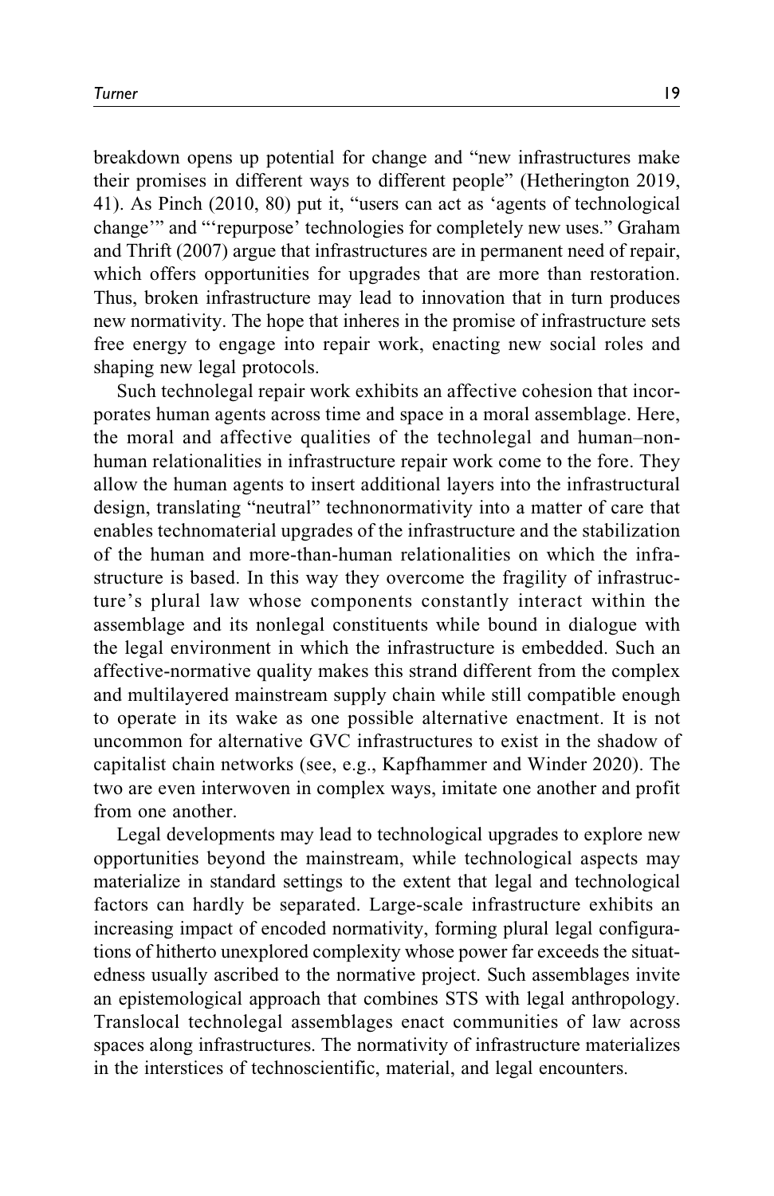breakdown opens up potential for change and "new infrastructures make their promises in different ways to different people" (Hetherington 2019, 41). As Pinch (2010, 80) put it, "users can act as 'agents of technological change'" and "'repurpose' technologies for completely new uses." Graham and Thrift (2007) argue that infrastructures are in permanent need of repair, which offers opportunities for upgrades that are more than restoration. Thus, broken infrastructure may lead to innovation that in turn produces new normativity. The hope that inheres in the promise of infrastructure sets free energy to engage into repair work, enacting new social roles and shaping new legal protocols.

Such technolegal repair work exhibits an affective cohesion that incorporates human agents across time and space in a moral assemblage. Here, the moral and affective qualities of the technolegal and human–nonhuman relationalities in infrastructure repair work come to the fore. They allow the human agents to insert additional layers into the infrastructural design, translating "neutral" technonormativity into a matter of care that enables technomaterial upgrades of the infrastructure and the stabilization of the human and more-than-human relationalities on which the infrastructure is based. In this way they overcome the fragility of infrastructure's plural law whose components constantly interact within the assemblage and its nonlegal constituents while bound in dialogue with the legal environment in which the infrastructure is embedded. Such an affective-normative quality makes this strand different from the complex and multilayered mainstream supply chain while still compatible enough to operate in its wake as one possible alternative enactment. It is not uncommon for alternative GVC infrastructures to exist in the shadow of capitalist chain networks (see, e.g., Kapfhammer and Winder 2020). The two are even interwoven in complex ways, imitate one another and profit from one another.

Legal developments may lead to technological upgrades to explore new opportunities beyond the mainstream, while technological aspects may materialize in standard settings to the extent that legal and technological factors can hardly be separated. Large-scale infrastructure exhibits an increasing impact of encoded normativity, forming plural legal configurations of hitherto unexplored complexity whose power far exceeds the situatedness usually ascribed to the normative project. Such assemblages invite an epistemological approach that combines STS with legal anthropology. Translocal technolegal assemblages enact communities of law across spaces along infrastructures. The normativity of infrastructure materializes in the interstices of technoscientific, material, and legal encounters.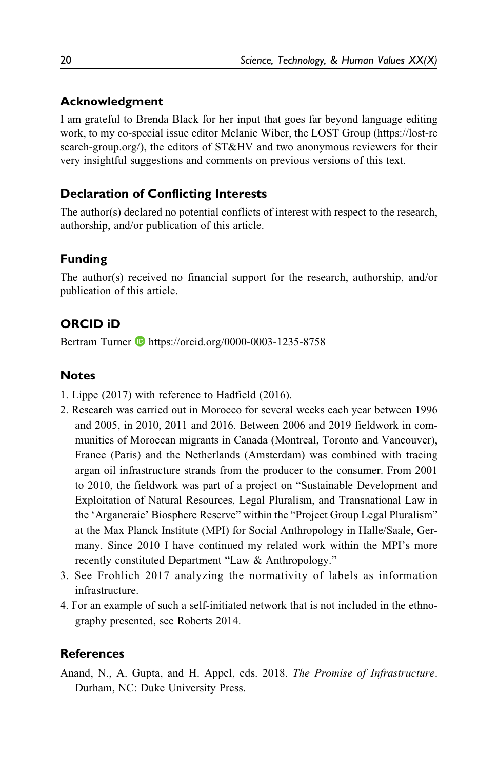## Acknowledgment

I am grateful to Brenda Black for her input that goes far beyond language editing work, to my co-special issue editor Melanie Wiber, the LOST Group (https://lost-research-group.org/), the editors of ST&HV and two anonymous reviewers for their very insightful suggestions and comments on previous versions of this text.

## Declaration of Conflicting Interests

The author(s) declared no potential conflicts of interest with respect to the research, authorship, and/or publication of this article.

## Funding

The author(s) received no financial support for the research, authorship, and/or publication of this article.

## ORCID iD

Bertram Turner https://orcid.org/0000-0003-1235-8758

## Notes

1. Lippe (2017) with reference to Hadfield (2016).
2. Research was carried out in Morocco for several weeks each year between 1996 and 2005, in 2010, 2011 and 2016. Between 2006 and 2019 fieldwork in communities of Moroccan migrants in Canada (Montreal, Toronto and Vancouver), France (Paris) and the Netherlands (Amsterdam) was combined with tracing argan oil infrastructure strands from the producer to the consumer. From 2001 to 2010, the fieldwork was part of a project on "Sustainable Development and Exploitation of Natural Resources, Legal Pluralism, and Transnational Law in the 'Arganeraie' Biosphere Reserve" within the "Project Group Legal Pluralism" at the Max Planck Institute (MPI) for Social Anthropology in Halle/Saale, Germany. Since 2010 I have continued my related work within the MPI's more recently constituted Department "Law & Anthropology."
3. See Frohlich 2017 analyzing the normativity of labels as information infrastructure.
4. For an example of such a self-initiated network that is not included in the ethnography presented, see Roberts 2014.

## References

Anand, N., A. Gupta, and H. Appel, eds. 2018. *The Promise of Infrastructure*. Durham, NC: Duke University Press.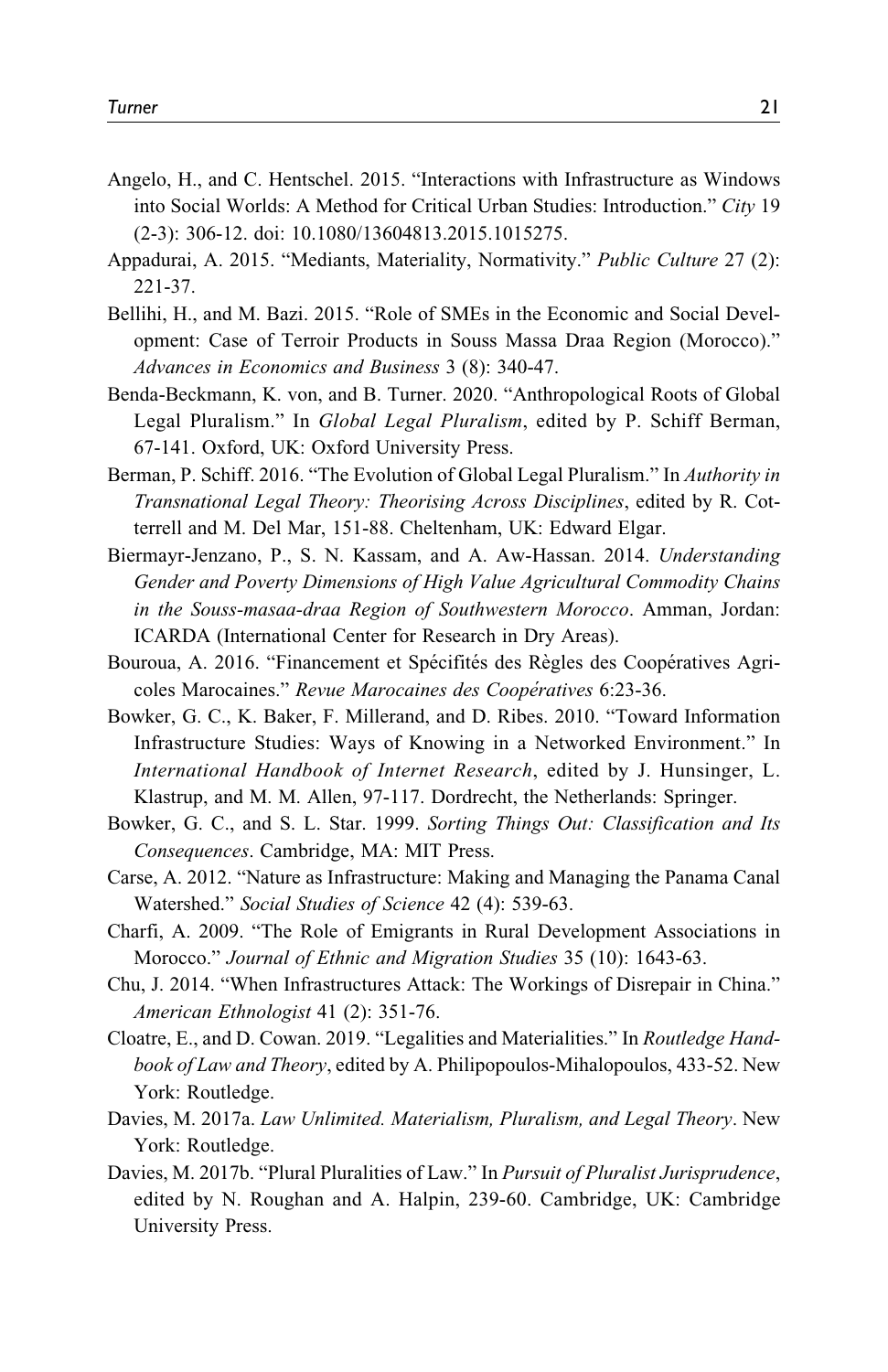Angelo, H., and C. Hentschel. 2015. “Interactions with Infrastructure as Windows into Social Worlds: A Method for Critical Urban Studies: Introduction.” *City* 19 (2-3): 306-12. doi: 10.1080/13604813.2015.1015275.

Appadurai, A. 2015. “Mediants, Materiality, Normativity.” *Public Culture* 27 (2): 221-37.

Bellihi, H., and M. Bazi. 2015. “Role of SMEs in the Economic and Social Development: Case of Terroir Products in Souss Massa Draa Region (Morocco).” *Advances in Economics and Business* 3 (8): 340-47.

Benda-Beckmann, K. von, and B. Turner. 2020. “Anthropological Roots of Global Legal Pluralism.” In *Global Legal Pluralism*, edited by P. Schiff Berman, 67-141. Oxford, UK: Oxford University Press.

Berman, P. Schiff. 2016. “The Evolution of Global Legal Pluralism.” In *Authority in Transnational Legal Theory: Theorising Across Disciplines*, edited by R. Cotterrell and M. Del Mar, 151-88. Cheltenham, UK: Edward Elgar.

Biermayr-Jenzano, P., S. N. Kassam, and A. Aw-Hassan. 2014. *Understanding Gender and Poverty Dimensions of High Value Agricultural Commodity Chains in the Souss-masaa-draa Region of Southwestern Morocco*. Amman, Jordan: ICARDA (International Center for Research in Dry Areas).

Bouroua, A. 2016. “Financement et Spécifités des Règles des Coopératives Agricoles Marocaines.” *Revue Marocaines des Coopératives* 6:23-36.

Bowker, G. C., K. Baker, F. Millerand, and D. Ribes. 2010. “Toward Information Infrastructure Studies: Ways of Knowing in a Networked Environment.” In *International Handbook of Internet Research*, edited by J. Hunsinger, L. Klastrup, and M. M. Allen, 97-117. Dordrecht, the Netherlands: Springer.

Bowker, G. C., and S. L. Star. 1999. *Sorting Things Out: Classification and Its Consequences*. Cambridge, MA: MIT Press.

Carse, A. 2012. “Nature as Infrastructure: Making and Managing the Panama Canal Watershed.” *Social Studies of Science* 42 (4): 539-63.

Charfi, A. 2009. “The Role of Emigrants in Rural Development Associations in Morocco.” *Journal of Ethnic and Migration Studies* 35 (10): 1643-63.

Chu, J. 2014. “When Infrastructures Attack: The Workings of Disrepair in China.” *American Ethnologist* 41 (2): 351-76.

Cloatre, E., and D. Cowan. 2019. “Legalities and Materialities.” In *Routledge Handbook of Law and Theory*, edited by A. Philipopoulos-Mihalopoulos, 433-52. New York: Routledge.

Davies, M. 2017a. *Law Unlimited. Materialism, Pluralism, and Legal Theory*. New York: Routledge.

Davies, M. 2017b. “Plural Pluralities of Law.” In *Pursuit of Pluralist Jurisprudence*, edited by N. Roughan and A. Halpin, 239-60. Cambridge, UK: Cambridge University Press.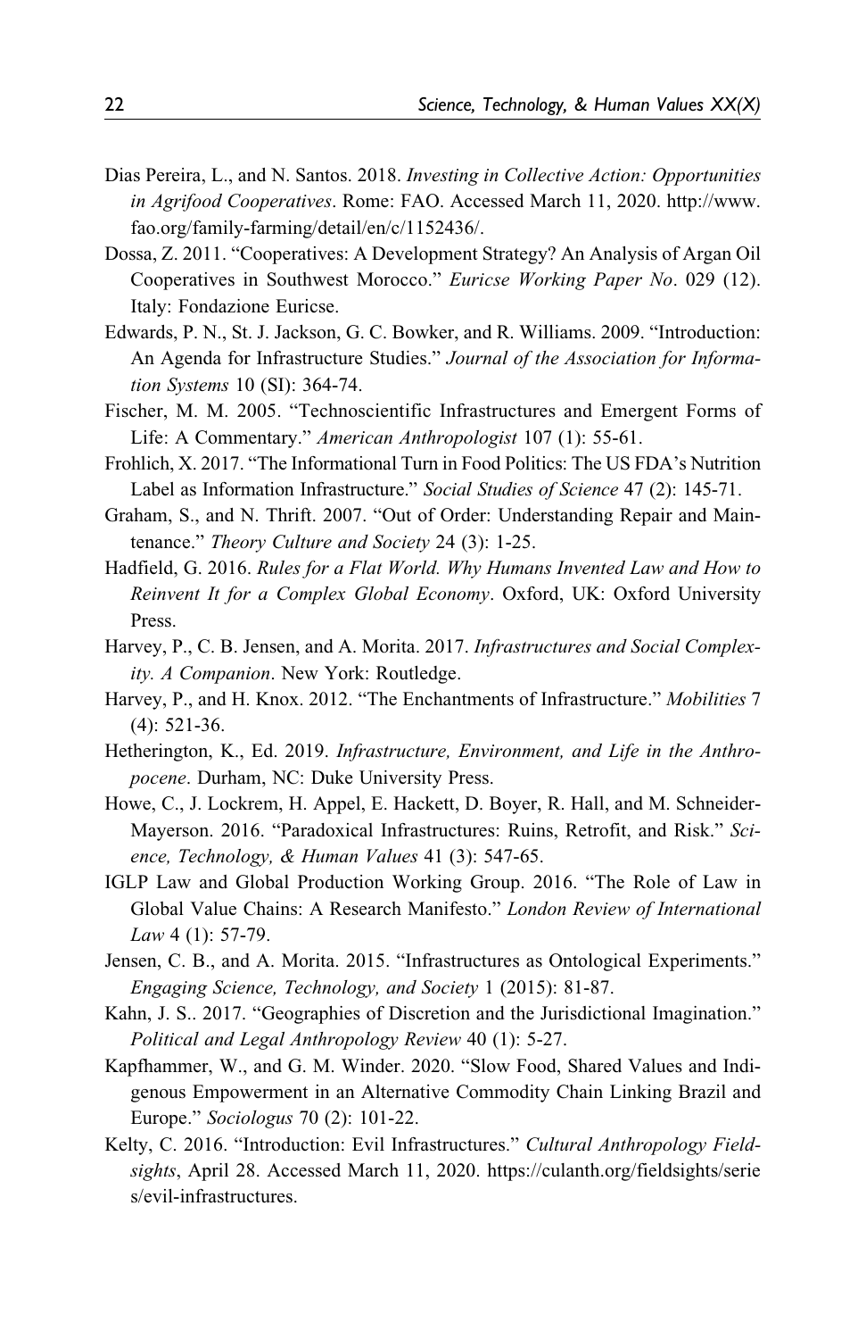Dias Pereira, L., and N. Santos. 2018. *Investing in Collective Action: Opportunities in Agrifood Cooperatives*. Rome: FAO. Accessed March 11, 2020. http://www.fao.org/family-farming/detail/en/c/1152436/.

Dossa, Z. 2011. "Cooperatives: A Development Strategy? An Analysis of Argan Oil Cooperatives in Southwest Morocco." *Euricse Working Paper No*. 029 (12). Italy: Fondazione Euricse.

Edwards, P. N., St. J. Jackson, G. C. Bowker, and R. Williams. 2009. "Introduction: An Agenda for Infrastructure Studies." *Journal of the Association for Information Systems* 10 (SI): 364-74.

Fischer, M. M. 2005. "Technoscientific Infrastructures and Emergent Forms of Life: A Commentary." *American Anthropologist* 107 (1): 55-61.

Frohlich, X. 2017. "The Informational Turn in Food Politics: The US FDA's Nutrition Label as Information Infrastructure." *Social Studies of Science* 47 (2): 145-71.

Graham, S., and N. Thrift. 2007. "Out of Order: Understanding Repair and Maintenance." *Theory Culture and Society* 24 (3): 1-25.

Hadfield, G. 2016. *Rules for a Flat World. Why Humans Invented Law and How to Reinvent It for a Complex Global Economy*. Oxford, UK: Oxford University Press.

Harvey, P., C. B. Jensen, and A. Morita. 2017. *Infrastructures and Social Complexity. A Companion*. New York: Routledge.

Harvey, P., and H. Knox. 2012. "The Enchantments of Infrastructure." *Mobilities* 7 (4): 521-36.

Hetherington, K., Ed. 2019. *Infrastructure, Environment, and Life in the Anthropocene*. Durham, NC: Duke University Press.

Howe, C., J. Lockrem, H. Appel, E. Hackett, D. Boyer, R. Hall, and M. Schneider-Mayerson. 2016. "Paradoxical Infrastructures: Ruins, Retrofit, and Risk." *Science, Technology, & Human Values* 41 (3): 547-65.

IGLP Law and Global Production Working Group. 2016. "The Role of Law in Global Value Chains: A Research Manifesto." *London Review of International Law* 4 (1): 57-79.

Jensen, C. B., and A. Morita. 2015. "Infrastructures as Ontological Experiments." *Engaging Science, Technology, and Society* 1 (2015): 81-87.

Kahn, J. S.. 2017. "Geographies of Discretion and the Jurisdictional Imagination." *Political and Legal Anthropology Review* 40 (1): 5-27.

Kapfhammer, W., and G. M. Winder. 2020. "Slow Food, Shared Values and Indigenous Empowerment in an Alternative Commodity Chain Linking Brazil and Europe." *Sociologus* 70 (2): 101-22.

Kelty, C. 2016. "Introduction: Evil Infrastructures." *Cultural Anthropology Fieldsights*, April 28. Accessed March 11, 2020. https://culanth.org/fieldsights/series/evil-infrastructures.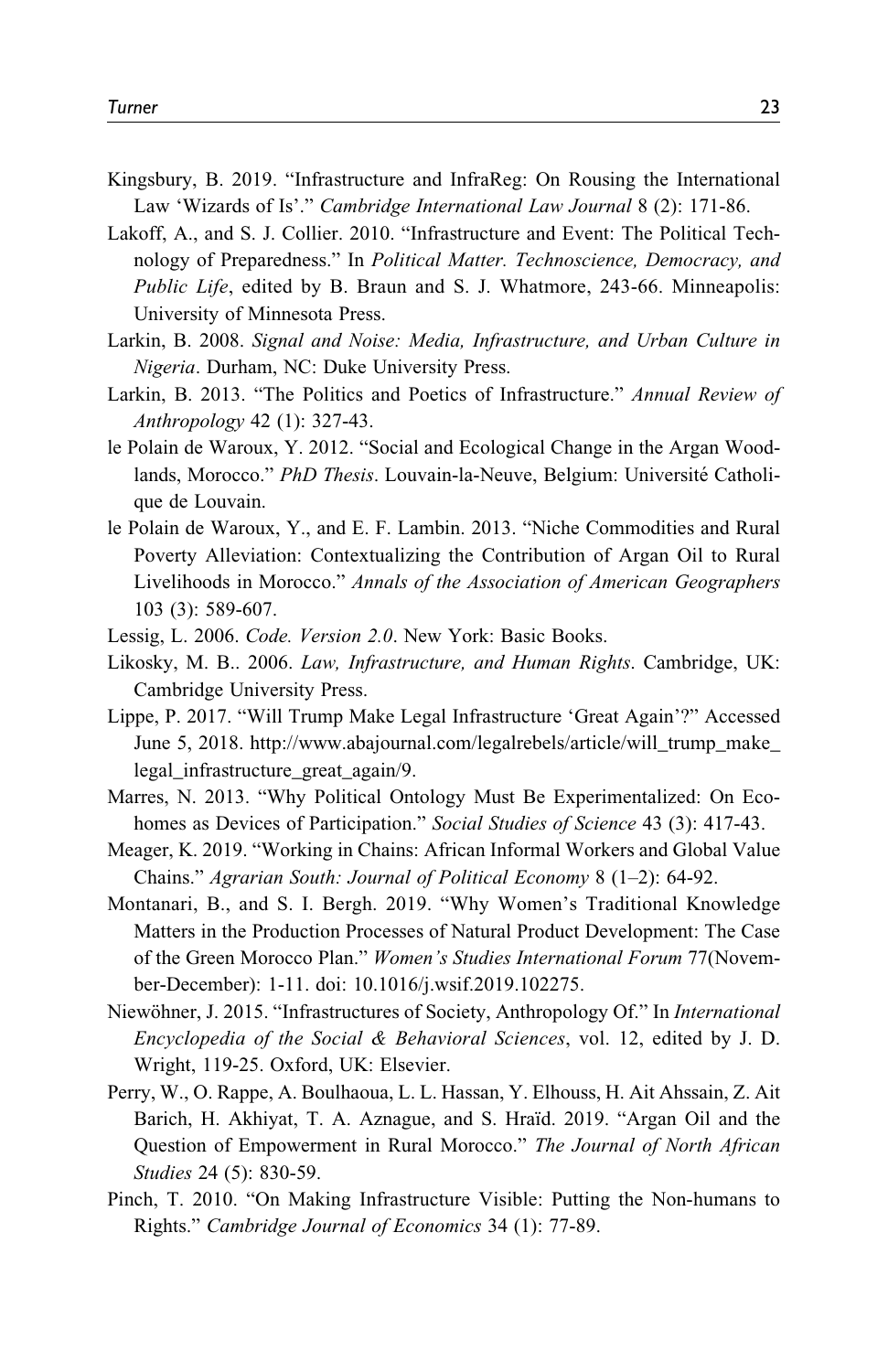Kingsbury, B. 2019. "Infrastructure and InfraReg: On Rousing the International Law 'Wizards of Is'." *Cambridge International Law Journal* 8 (2): 171-86.

Lakoff, A., and S. J. Collier. 2010. "Infrastructure and Event: The Political Technology of Preparedness." In *Political Matter. Technoscience, Democracy, and Public Life*, edited by B. Braun and S. J. Whatmore, 243-66. Minneapolis: University of Minnesota Press.

Larkin, B. 2008. *Signal and Noise: Media, Infrastructure, and Urban Culture in Nigeria*. Durham, NC: Duke University Press.

Larkin, B. 2013. "The Politics and Poetics of Infrastructure." *Annual Review of Anthropology* 42 (1): 327-43.

le Polain de Waroux, Y. 2012. "Social and Ecological Change in the Argan Woodlands, Morocco." *PhD Thesis*. Louvain-la-Neuve, Belgium: Université Catholique de Louvain.

le Polain de Waroux, Y., and E. F. Lambin. 2013. "Niche Commodities and Rural Poverty Alleviation: Contextualizing the Contribution of Argan Oil to Rural Livelihoods in Morocco." *Annals of the Association of American Geographers* 103 (3): 589-607.

Lessig, L. 2006. *Code. Version 2.0*. New York: Basic Books.

Likosky, M. B.. 2006. *Law, Infrastructure, and Human Rights*. Cambridge, UK: Cambridge University Press.

Lippe, P. 2017. "Will Trump Make Legal Infrastructure 'Great Again'?" Accessed June 5, 2018. http://www.abajournal.com/legalrebels/article/will_trump_make_legal_infrastructure_great_again/9.

Marres, N. 2013. "Why Political Ontology Must Be Experimentalized: On Eco-homes as Devices of Participation." *Social Studies of Science* 43 (3): 417-43.

Meager, K. 2019. "Working in Chains: African Informal Workers and Global Value Chains." *Agrarian South: Journal of Political Economy* 8 (1–2): 64-92.

Montanari, B., and S. I. Bergh. 2019. "Why Women's Traditional Knowledge Matters in the Production Processes of Natural Product Development: The Case of the Green Morocco Plan." *Women's Studies International Forum* 77(November-December): 1-11. doi: 10.1016/j.wsif.2019.102275.

Niewöhner, J. 2015. "Infrastructures of Society, Anthropology Of." In *International Encyclopedia of the Social & Behavioral Sciences*, vol. 12, edited by J. D. Wright, 119-25. Oxford, UK: Elsevier.

Perry, W., O. Rappe, A. Boulhaoua, L. L. Hassan, Y. Elhouss, H. Ait Ahssain, Z. Ait Barich, H. Akhiyat, T. A. Aznague, and S. Hraïd. 2019. "Argan Oil and the Question of Empowerment in Rural Morocco." *The Journal of North African Studies* 24 (5): 830-59.

Pinch, T. 2010. "On Making Infrastructure Visible: Putting the Non-humans to Rights." *Cambridge Journal of Economics* 34 (1): 77-89.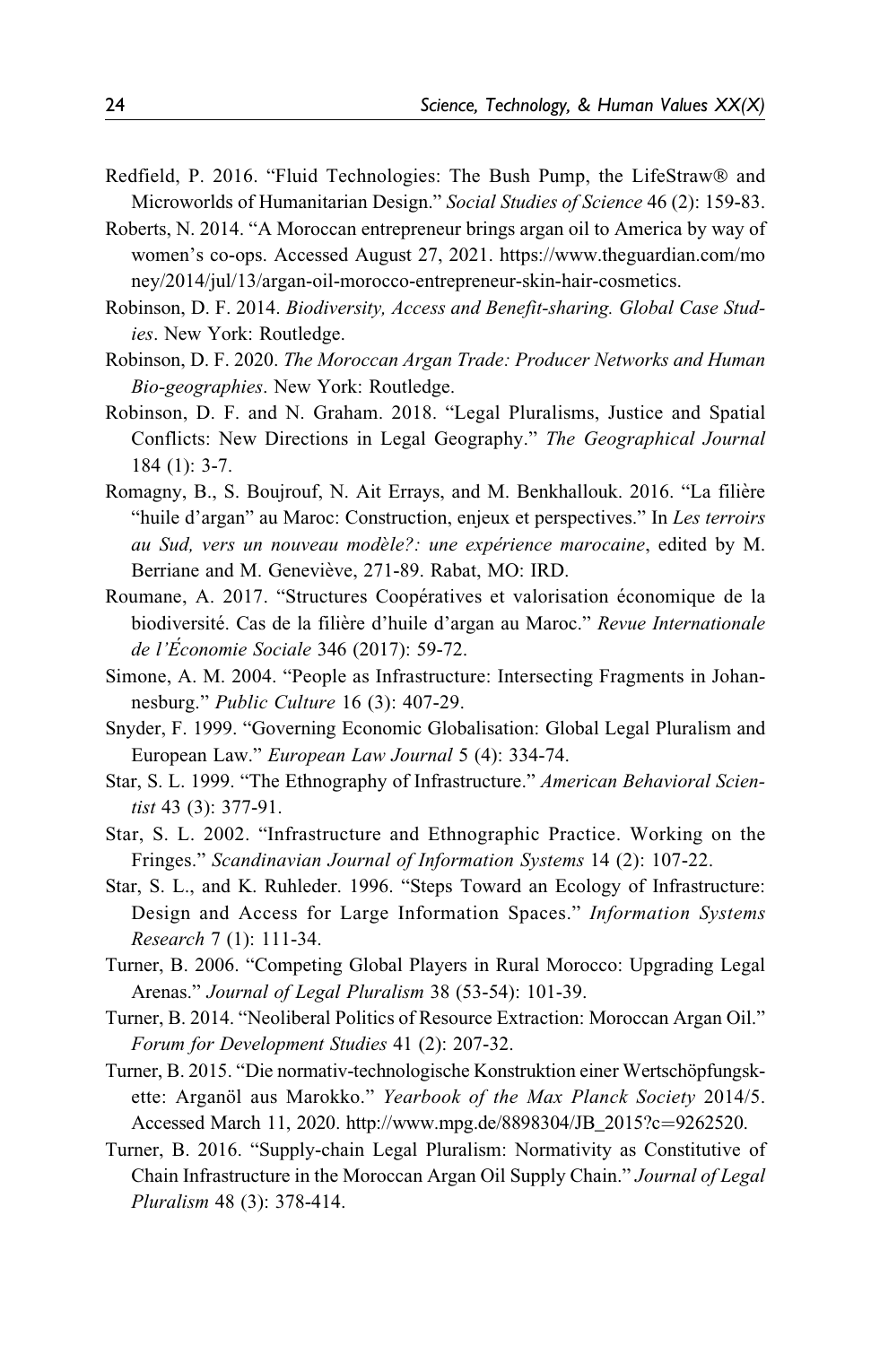Redfield, P. 2016. "Fluid Technologies: The Bush Pump, the LifeStraw® and Microworlds of Humanitarian Design." *Social Studies of Science* 46 (2): 159-83.

Roberts, N. 2014. "A Moroccan entrepreneur brings argan oil to America by way of women's co-ops. Accessed August 27, 2021. https://www.theguardian.com/money/2014/jul/13/argan-oil-morocco-entrepreneur-skin-hair-cosmetics.

Robinson, D. F. 2014. *Biodiversity, Access and Benefit-sharing. Global Case Studies*. New York: Routledge.

Robinson, D. F. 2020. *The Moroccan Argan Trade: Producer Networks and Human Bio-geographies*. New York: Routledge.

Robinson, D. F. and N. Graham. 2018. "Legal Pluralisms, Justice and Spatial Conflicts: New Directions in Legal Geography." *The Geographical Journal* 184 (1): 3-7.

Romagny, B., S. Boujrouf, N. Ait Errays, and M. Benkhallouk. 2016. "La filière "huile d'argan" au Maroc: Construction, enjeux et perspectives." In *Les terroirs au Sud, vers un nouveau modèle?: une expérience marocaine*, edited by M. Berriane and M. Geneviève, 271-89. Rabat, MO: IRD.

Roumane, A. 2017. "Structures Coopératives et valorisation économique de la biodiversité. Cas de la filière d'huile d'argan au Maroc." *Revue Internationale de l'Économie Sociale* 346 (2017): 59-72.

Simone, A. M. 2004. "People as Infrastructure: Intersecting Fragments in Johannesburg." *Public Culture* 16 (3): 407-29.

Snyder, F. 1999. "Governing Economic Globalisation: Global Legal Pluralism and European Law." *European Law Journal* 5 (4): 334-74.

Star, S. L. 1999. "The Ethnography of Infrastructure." *American Behavioral Scientist* 43 (3): 377-91.

Star, S. L. 2002. "Infrastructure and Ethnographic Practice. Working on the Fringes." *Scandinavian Journal of Information Systems* 14 (2): 107-22.

Star, S. L., and K. Ruhleder. 1996. "Steps Toward an Ecology of Infrastructure: Design and Access for Large Information Spaces." *Information Systems Research* 7 (1): 111-34.

Turner, B. 2006. "Competing Global Players in Rural Morocco: Upgrading Legal Arenas." *Journal of Legal Pluralism* 38 (53-54): 101-39.

Turner, B. 2014. "Neoliberal Politics of Resource Extraction: Moroccan Argan Oil." *Forum for Development Studies* 41 (2): 207-32.

Turner, B. 2015. "Die normativ-technologische Konstruktion einer Wertschöpfungskette: Arganöl aus Marokko." *Yearbook of the Max Planck Society* 2014/5. Accessed March 11, 2020. http://www.mpg.de/8898304/JB_2015?c=9262520.

Turner, B. 2016. "Supply-chain Legal Pluralism: Normativity as Constitutive of Chain Infrastructure in the Moroccan Argan Oil Supply Chain." *Journal of Legal Pluralism* 48 (3): 378-414.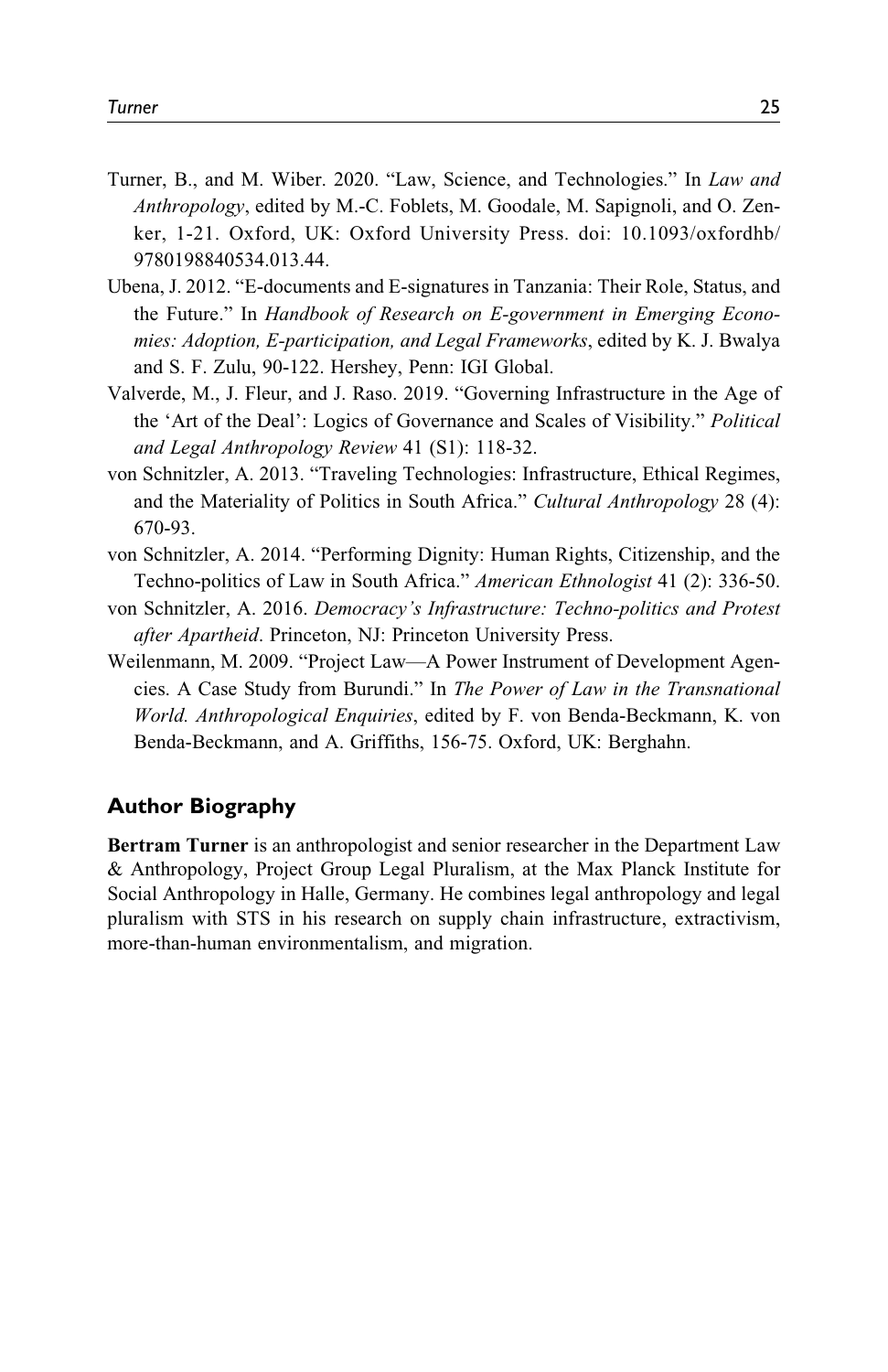Turner, B., and M. Wiber. 2020. "Law, Science, and Technologies." In *Law and Anthropology*, edited by M.-C. Foblets, M. Goodale, M. Sapignoli, and O. Zenker, 1-21. Oxford, UK: Oxford University Press. doi: 10.1093/oxfordhb/9780198840534.013.44.

Ubena, J. 2012. "E-documents and E-signatures in Tanzania: Their Role, Status, and the Future." In *Handbook of Research on E-government in Emerging Economies: Adoption, E-participation, and Legal Frameworks*, edited by K. J. Bwalya and S. F. Zulu, 90-122. Hershey, Penn: IGI Global.

Valverde, M., J. Fleur, and J. Raso. 2019. "Governing Infrastructure in the Age of the 'Art of the Deal': Logics of Governance and Scales of Visibility." *Political and Legal Anthropology Review* 41 (S1): 118-32.

von Schnitzler, A. 2013. "Traveling Technologies: Infrastructure, Ethical Regimes, and the Materiality of Politics in South Africa." *Cultural Anthropology* 28 (4): 670-93.

von Schnitzler, A. 2014. "Performing Dignity: Human Rights, Citizenship, and the Techno-politics of Law in South Africa." *American Ethnologist* 41 (2): 336-50.

von Schnitzler, A. 2016. *Democracy's Infrastructure: Techno-politics and Protest after Apartheid*. Princeton, NJ: Princeton University Press.

Weilenmann, M. 2009. "Project Law—A Power Instrument of Development Agencies. A Case Study from Burundi." In *The Power of Law in the Transnational World. Anthropological Enquiries*, edited by F. von Benda-Beckmann, K. von Benda-Beckmann, and A. Griffiths, 156-75. Oxford, UK: Berghahn.

## Author Biography

**Bertram Turner** is an anthropologist and senior researcher in the Department Law & Anthropology, Project Group Legal Pluralism, at the Max Planck Institute for Social Anthropology in Halle, Germany. He combines legal anthropology and legal pluralism with STS in his research on supply chain infrastructure, extractivism, more-than-human environmentalism, and migration.